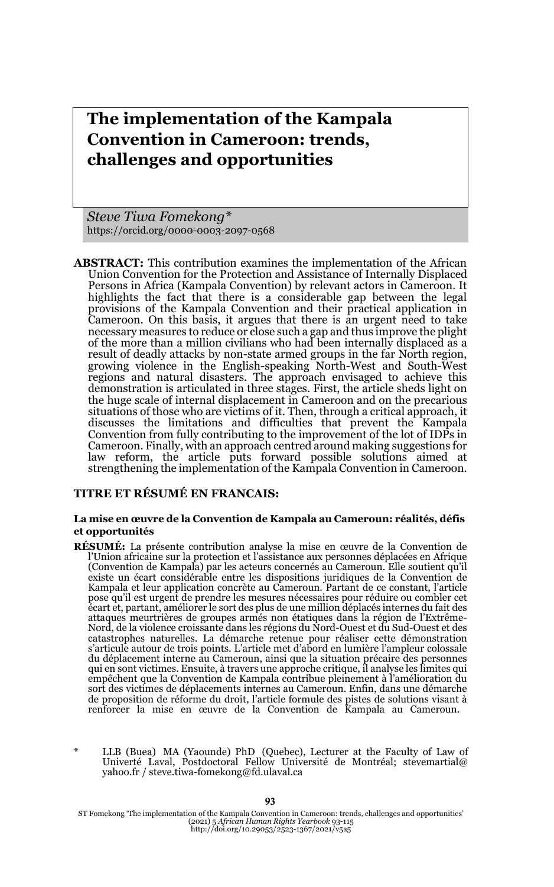# The implementation of the Kampala Convention in Cameroon: trends, challenges and opportunities

*Steve Tiwa Fomekong\**
https://orcid.org/0000-0003-2097-0568

**ABSTRACT:** This contribution examines the implementation of the African Union Convention for the Protection and Assistance of Internally Displaced Persons in Africa (Kampala Convention) by relevant actors in Cameroon. It highlights the fact that there is a considerable gap between the legal provisions of the Kampala Convention and their practical application in Cameroon. On this basis, it argues that there is an urgent need to take necessary measures to reduce or close such a gap and thus improve the plight of the more than a million civilians who had been internally displaced as a result of deadly attacks by non-state armed groups in the far North region, growing violence in the English-speaking North-West and South-West regions and natural disasters. The approach envisaged to achieve this demonstration is articulated in three stages. First, the article sheds light on the huge scale of internal displacement in Cameroon and on the precarious situations of those who are victims of it. Then, through a critical approach, it discusses the limitations and difficulties that prevent the Kampala Convention from fully contributing to the improvement of the lot of IDPs in Cameroon. Finally, with an approach centred around making suggestions for law reform, the article puts forward possible solutions aimed at strengthening the implementation of the Kampala Convention in Cameroon.

**TITRE ET RÉSUMÉ EN FRANCAIS:**

**La mise en œuvre de la Convention de Kampala au Cameroun: réalités, défis et opportunités**

**RÉSUMÉ:** La présente contribution analyse la mise en œuvre de la Convention de l'Union africaine sur la protection et l'assistance aux personnes déplacées en Afrique (Convention de Kampala) par les acteurs concernés au Cameroun. Elle soutient qu'il existe un écart considérable entre les dispositions juridiques de la Convention de Kampala et leur application concrète au Cameroun. Partant de ce constant, l'article pose qu'il est urgent de prendre les mesures nécessaires pour réduire ou combler cet écart et, partant, améliorer le sort des plus de une million déplacés internes du fait des attaques meurtrières de groupes armés non étatiques dans la région de l'Extrême-Nord, de la violence croissante dans les régions du Nord-Ouest et du Sud-Ouest et des catastrophes naturelles. La démarche retenue pour réaliser cette démonstration s'articule autour de trois points. L'article met d'abord en lumière l'ampleur colossale du déplacement interne au Cameroun, ainsi que la situation précaire des personnes qui en sont victimes. Ensuite, à travers une approche critique, il analyse les limites qui empêchent que la Convention de Kampala contribue pleinement à l'amélioration du sort des victimes de déplacements internes au Cameroun. Enfin, dans une démarche de proposition de réforme du droit, l'article formule des pistes de solutions visant à renforcer la mise en œuvre de la Convention de Kampala au Cameroun.

\* LLB (Buea) MA (Yaounde) PhD (Quebec), Lecturer at the Faculty of Law of Univerté Laval, Postdoctoral Fellow Université de Montréal; stevemartial@yahoo.fr / steve.tiwa-fomekong@fd.ulaval.ca

ST Fomekong 'The implementation of the Kampala Convention in Cameroon: trends, challenges and opportunities' (2021) 5 *African Human Rights Yearbook* 93-115
http://doi.org/10.29053/2523-1367/2021/v5a5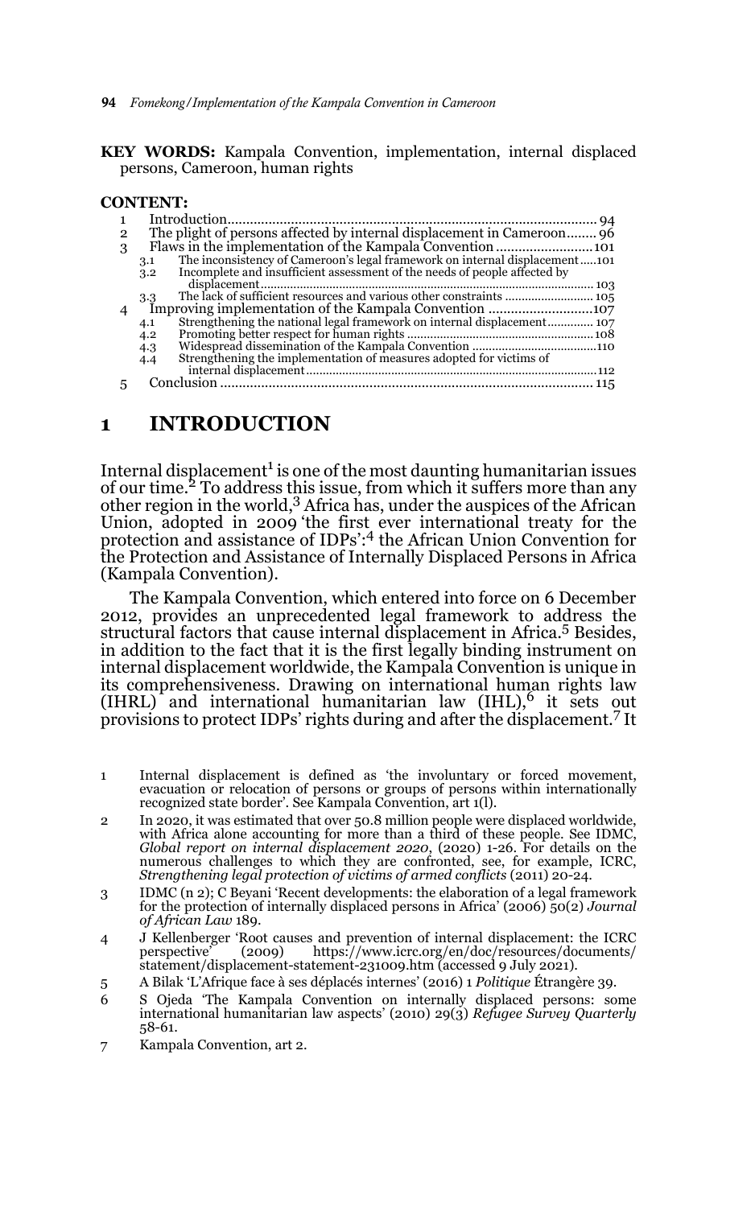**KEY WORDS:** Kampala Convention, implementation, internal displaced persons, Cameroon, human rights

**CONTENT:**

1 Introduction ... 94
2 The plight of persons affected by internal displacement in Cameroon ... 96
3 Flaws in the implementation of the Kampala Convention ... 101
 3.1 The inconsistency of Cameroon's legal framework on internal displacement ... 101
 3.2 Incomplete and insufficient assessment of the needs of people affected by displacement ... 103
 3.3 The lack of sufficient resources and various other constraints ... 105
4 Improving implementation of the Kampala Convention ... 107
 4.1 Strengthening the national legal framework on internal displacement ... 107
 4.2 Promoting better respect for human rights ... 108
 4.3 Widespread dissemination of the Kampala Convention ... 110
 4.4 Strengthening the implementation of measures adopted for victims of internal displacement ... 112
5 Conclusion ... 115

# 1 INTRODUCTION

Internal displacement[1] is one of the most daunting humanitarian issues of our time.[2] To address this issue, from which it suffers more than any other region in the world,[3] Africa has, under the auspices of the African Union, adopted in 2009 'the first ever international treaty for the protection and assistance of IDPs':[4] the African Union Convention for the Protection and Assistance of Internally Displaced Persons in Africa (Kampala Convention).

The Kampala Convention, which entered into force on 6 December 2012, provides an unprecedented legal framework to address the structural factors that cause internal displacement in Africa.[5] Besides, in addition to the fact that it is the first legally binding instrument on internal displacement worldwide, the Kampala Convention is unique in its comprehensiveness. Drawing on international human rights law (IHRL) and international humanitarian law (IHL),[6] it sets out provisions to protect IDPs' rights during and after the displacement.[7] It

1 Internal displacement is defined as 'the involuntary or forced movement, evacuation or relocation of persons or groups of persons within internationally recognized state border'. See Kampala Convention, art 1(l).

2 In 2020, it was estimated that over 50.8 million people were displaced worldwide, with Africa alone accounting for more than a third of these people. See IDMC, *Global report on internal displacement 2020*, (2020) 1-26. For details on the numerous challenges to which they are confronted, see, for example, ICRC, *Strengthening legal protection of victims of armed conflicts* (2011) 20-24.

3 IDMC (n 2); C Beyani 'Recent developments: the elaboration of a legal framework for the protection of internally displaced persons in Africa' (2006) 50(2) *Journal of African Law* 189.

4 J Kellenberger 'Root causes and prevention of internal displacement: the ICRC perspective' (2009) https://www.icrc.org/en/doc/resources/documents/statement/displacement-statement-231009.htm (accessed 9 July 2021).

5 A Bilak 'L'Afrique face à ses déplacés internes' (2016) 1 *Politique Étrangère* 39.

6 S Ojeda 'The Kampala Convention on internally displaced persons: some international humanitarian law aspects' (2010) 29(3) *Refugee Survey Quarterly* 58-61.

7 Kampala Convention, art 2.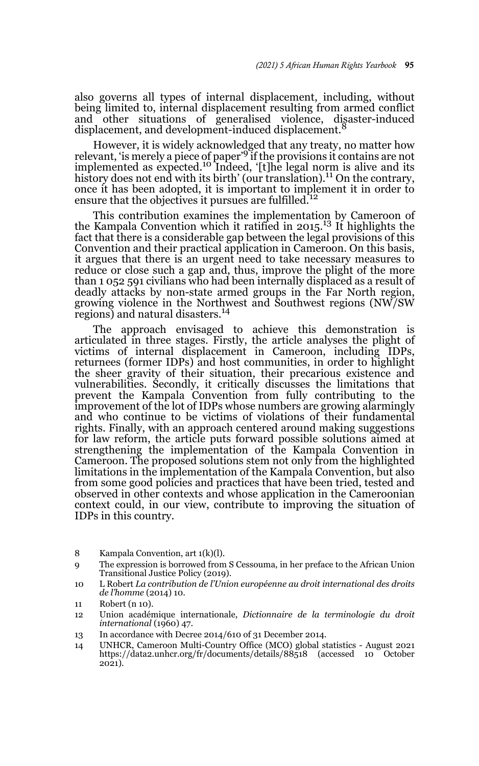also governs all types of internal displacement, including, without being limited to, internal displacement resulting from armed conflict and other situations of generalised violence, disaster-induced displacement, and development-induced displacement.[8]

However, it is widely acknowledged that any treaty, no matter how relevant, 'is merely a piece of paper'[9] if the provisions it contains are not implemented as expected.[10] Indeed, '[t]he legal norm is alive and its history does not end with its birth' (our translation).[11] On the contrary, once it has been adopted, it is important to implement it in order to ensure that the objectives it pursues are fulfilled.[12]

This contribution examines the implementation by Cameroon of the Kampala Convention which it ratified in 2015.[13] It highlights the fact that there is a considerable gap between the legal provisions of this Convention and their practical application in Cameroon. On this basis, it argues that there is an urgent need to take necessary measures to reduce or close such a gap and, thus, improve the plight of the more than 1 052 591 civilians who had been internally displaced as a result of deadly attacks by non-state armed groups in the Far North region, growing violence in the Northwest and Southwest regions (NW/SW regions) and natural disasters.[14]

The approach envisaged to achieve this demonstration is articulated in three stages. Firstly, the article analyses the plight of victims of internal displacement in Cameroon, including IDPs, returnees (former IDPs) and host communities, in order to highlight the sheer gravity of their situation, their precarious existence and vulnerabilities. Secondly, it critically discusses the limitations that prevent the Kampala Convention from fully contributing to the improvement of the lot of IDPs whose numbers are growing alarmingly and who continue to be victims of violations of their fundamental rights. Finally, with an approach centered around making suggestions for law reform, the article puts forward possible solutions aimed at strengthening the implementation of the Kampala Convention in Cameroon. The proposed solutions stem not only from the highlighted limitations in the implementation of the Kampala Convention, but also from some good policies and practices that have been tried, tested and observed in other contexts and whose application in the Cameroonian context could, in our view, contribute to improving the situation of IDPs in this country.

8 Kampala Convention, art 1(k)(l).

9 The expression is borrowed from S Cessouma, in her preface to the African Union Transitional Justice Policy (2019).

10 L Robert *La contribution de l'Union européenne au droit international des droits de l'homme* (2014) 10.

11 Robert (n 10).

12 Union académique internationale, *Dictionnaire de la terminologie du droit international* (1960) 47.

13 In accordance with Decree 2014/610 of 31 December 2014.

14 UNHCR, Cameroon Multi-Country Office (MCO) global statistics - August 2021 https://data2.unhcr.org/fr/documents/details/88518 (accessed 10 October 2021).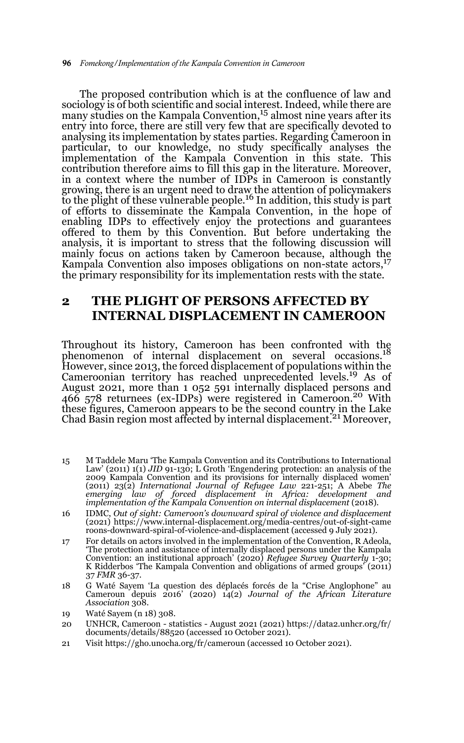The proposed contribution which is at the confluence of law and sociology is of both scientific and social interest. Indeed, while there are many studies on the Kampala Convention,[15] almost nine years after its entry into force, there are still very few that are specifically devoted to analysing its implementation by states parties. Regarding Cameroon in particular, to our knowledge, no study specifically analyses the implementation of the Kampala Convention in this state. This contribution therefore aims to fill this gap in the literature. Moreover, in a context where the number of IDPs in Cameroon is constantly growing, there is an urgent need to draw the attention of policymakers to the plight of these vulnerable people.[16] In addition, this study is part of efforts to disseminate the Kampala Convention, in the hope of enabling IDPs to effectively enjoy the protections and guarantees offered to them by this Convention. But before undertaking the analysis, it is important to stress that the following discussion will mainly focus on actions taken by Cameroon because, although the Kampala Convention also imposes obligations on non-state actors,[17] the primary responsibility for its implementation rests with the state.

## 2 THE PLIGHT OF PERSONS AFFECTED BY INTERNAL DISPLACEMENT IN CAMEROON

Throughout its history, Cameroon has been confronted with the phenomenon of internal displacement on several occasions.[18] However, since 2013, the forced displacement of populations within the Cameroonian territory has reached unprecedented levels.[19] As of August 2021, more than 1 052 591 internally displaced persons and 466 578 returnees (ex-IDPs) were registered in Cameroon.[20] With these figures, Cameroon appears to be the second country in the Lake Chad Basin region most affected by internal displacement.[21] Moreover,

15 M Taddele Maru 'The Kampala Convention and its Contributions to International Law' (2011) 1(1) *JID* 91-130; L Groth 'Engendering protection: an analysis of the 2009 Kampala Convention and its provisions for internally displaced women' (2011) 23(2) *International Journal of Refugee Law* 221-251; A Abebe *The emerging law of forced displacement in Africa: development and implementation of the Kampala Convention on internal displacement* (2018).

16 IDMC, *Out of sight: Cameroon's downward spiral of violence and displacement* (2021) https://www.internal-displacement.org/media-centres/out-of-sight-came roons-downward-spiral-of-violence-and-displacement (accessed 9 July 2021).

17 For details on actors involved in the implementation of the Convention, R Adeola, 'The protection and assistance of internally displaced persons under the Kampala Convention: an institutional approach' (2020) *Refugee Survey Quarterly* 1-30; K Ridderbos 'The Kampala Convention and obligations of armed groups' (2011) 37 *FMR* 36-37.

18 G Waté Sayem 'La question des déplacés forcés de la "Crise Anglophone" au Cameroun depuis 2016' (2020) 14(2) *Journal of the African Literature Association* 308.

19 Waté Sayem (n 18) 308.

20 UNHCR, Cameroon - statistics - August 2021 (2021) https://data2.unhcr.org/fr/ documents/details/88520 (accessed 10 October 2021).

21 Visit https://gho.unocha.org/fr/cameroun (accessed 10 October 2021).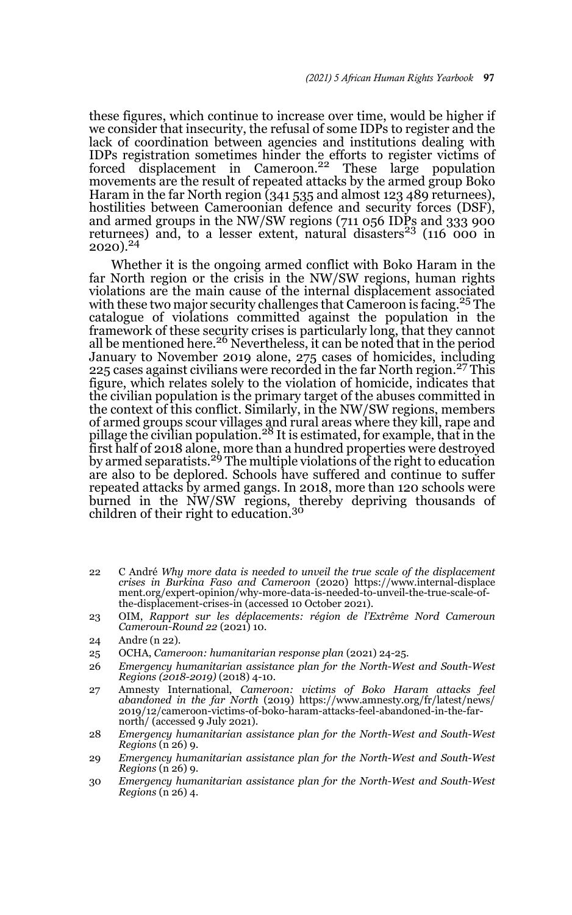these figures, which continue to increase over time, would be higher if we consider that insecurity, the refusal of some IDPs to register and the lack of coordination between agencies and institutions dealing with IDPs registration sometimes hinder the efforts to register victims of forced displacement in Cameroon.[22] These large population movements are the result of repeated attacks by the armed group Boko Haram in the far North region (341 535 and almost 123 489 returnees), hostilities between Cameroonian defence and security forces (DSF), and armed groups in the NW/SW regions (711 056 IDPs and 333 900 returnees) and, to a lesser extent, natural disasters[23] (116 000 in 2020).[24]

Whether it is the ongoing armed conflict with Boko Haram in the far North region or the crisis in the NW/SW regions, human rights violations are the main cause of the internal displacement associated with these two major security challenges that Cameroon is facing.[25] The catalogue of violations committed against the population in the framework of these security crises is particularly long, that they cannot all be mentioned here.[26] Nevertheless, it can be noted that in the period January to November 2019 alone, 275 cases of homicides, including 225 cases against civilians were recorded in the far North region.[27] This figure, which relates solely to the violation of homicide, indicates that the civilian population is the primary target of the abuses committed in the context of this conflict. Similarly, in the NW/SW regions, members of armed groups scour villages and rural areas where they kill, rape and pillage the civilian population.[28] It is estimated, for example, that in the first half of 2018 alone, more than a hundred properties were destroyed by armed separatists.[29] The multiple violations of the right to education are also to be deplored. Schools have suffered and continue to suffer repeated attacks by armed gangs. In 2018, more than 120 schools were burned in the NW/SW regions, thereby depriving thousands of children of their right to education.[30]

---

22 C André *Why more data is needed to unveil the true scale of the displacement crises in Burkina Faso and Cameroon* (2020) https://www.internal-displacement.org/expert-opinion/why-more-data-is-needed-to-unveil-the-true-scale-of-the-displacement-crises-in (accessed 10 October 2021).

23 OIM, *Rapport sur les déplacements: région de l'Extrême Nord Cameroun Cameroun-Round 22* (2021) 10.

24 Andre (n 22).

25 OCHA, *Cameroon: humanitarian response plan* (2021) 24-25.

26 *Emergency humanitarian assistance plan for the North-West and South-West Regions (2018-2019)* (2018) 4-10.

27 Amnesty International, *Cameroon: victims of Boko Haram attacks feel abandoned in the far North* (2019) https://www.amnesty.org/fr/latest/news/2019/12/cameroon-victims-of-boko-haram-attacks-feel-abandoned-in-the-far-north/ (accessed 9 July 2021).

28 *Emergency humanitarian assistance plan for the North-West and South-West Regions* (n 26) 9.

29 *Emergency humanitarian assistance plan for the North-West and South-West Regions* (n 26) 9.

30 *Emergency humanitarian assistance plan for the North-West and South-West Regions* (n 26) 4.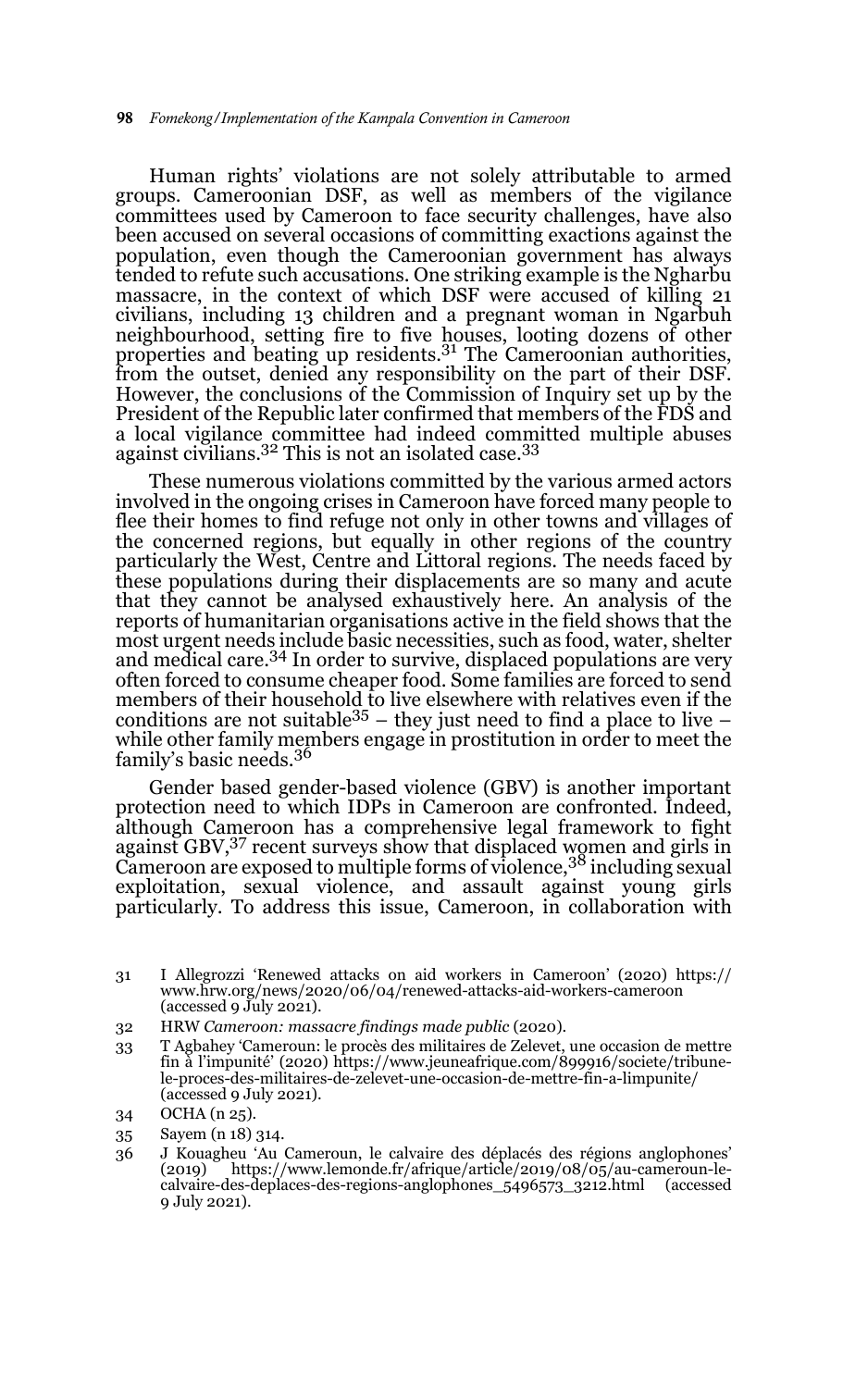Human rights' violations are not solely attributable to armed groups. Cameroonian DSF, as well as members of the vigilance committees used by Cameroon to face security challenges, have also been accused on several occasions of committing exactions against the population, even though the Cameroonian government has always tended to refute such accusations. One striking example is the Ngharbu massacre, in the context of which DSF were accused of killing 21 civilians, including 13 children and a pregnant woman in Ngarbuh neighbourhood, setting fire to five houses, looting dozens of other properties and beating up residents.[31] The Cameroonian authorities, from the outset, denied any responsibility on the part of their DSF. However, the conclusions of the Commission of Inquiry set up by the President of the Republic later confirmed that members of the FDS and a local vigilance committee had indeed committed multiple abuses against civilians.[32] This is not an isolated case.[33]

These numerous violations committed by the various armed actors involved in the ongoing crises in Cameroon have forced many people to flee their homes to find refuge not only in other towns and villages of the concerned regions, but equally in other regions of the country particularly the West, Centre and Littoral regions. The needs faced by these populations during their displacements are so many and acute that they cannot be analysed exhaustively here. An analysis of the reports of humanitarian organisations active in the field shows that the most urgent needs include basic necessities, such as food, water, shelter and medical care.[34] In order to survive, displaced populations are very often forced to consume cheaper food. Some families are forced to send members of their household to live elsewhere with relatives even if the conditions are not suitable[35] – they just need to find a place to live – while other family members engage in prostitution in order to meet the family's basic needs.[36]

Gender based gender-based violence (GBV) is another important protection need to which IDPs in Cameroon are confronted. Indeed, although Cameroon has a comprehensive legal framework to fight against GBV,[37] recent surveys show that displaced women and girls in Cameroon are exposed to multiple forms of violence,[38] including sexual exploitation, sexual violence, and assault against young girls particularly. To address this issue, Cameroon, in collaboration with

31 I Allegrozzi 'Renewed attacks on aid workers in Cameroon' (2020) https://www.hrw.org/news/2020/06/04/renewed-attacks-aid-workers-cameroon (accessed 9 July 2021).

32 HRW *Cameroon: massacre findings made public* (2020).

33 T Agbahey 'Cameroun: le procès des militaires de Zelevet, une occasion de mettre fin à l'impunité' (2020) https://www.jeuneafrique.com/899916/societe/tribune-le-proces-des-militaires-de-zelevet-une-occasion-de-mettre-fin-a-limpunite/ (accessed 9 July 2021).

34 OCHA (n 25).

35 Sayem (n 18) 314.

36 J Kouagheu 'Au Cameroun, le calvaire des déplacés des régions anglophones' (2019) https://www.lemonde.fr/afrique/article/2019/08/05/au-cameroun-le-calvaire-des-deplaces-des-regions-anglophones_5496573_3212.html (accessed 9 July 2021).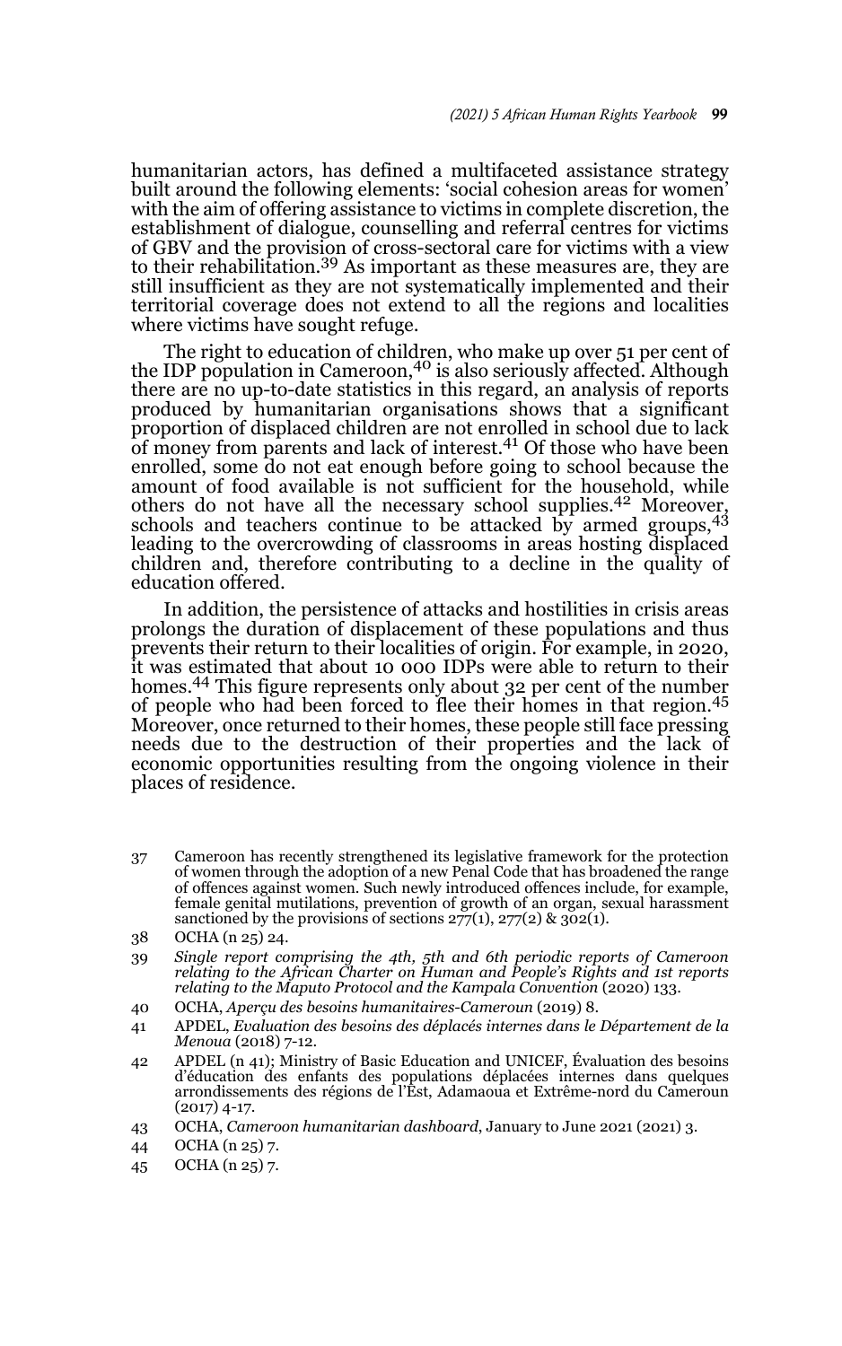humanitarian actors, has defined a multifaceted assistance strategy built around the following elements: 'social cohesion areas for women' with the aim of offering assistance to victims in complete discretion, the establishment of dialogue, counselling and referral centres for victims of GBV and the provision of cross-sectoral care for victims with a view to their rehabilitation.[39] As important as these measures are, they are still insufficient as they are not systematically implemented and their territorial coverage does not extend to all the regions and localities where victims have sought refuge.

The right to education of children, who make up over 51 per cent of the IDP population in Cameroon,[40] is also seriously affected. Although there are no up-to-date statistics in this regard, an analysis of reports produced by humanitarian organisations shows that a significant proportion of displaced children are not enrolled in school due to lack of money from parents and lack of interest.[41] Of those who have been enrolled, some do not eat enough before going to school because the amount of food available is not sufficient for the household, while others do not have all the necessary school supplies.[42] Moreover, schools and teachers continue to be attacked by armed groups,[43] leading to the overcrowding of classrooms in areas hosting displaced children and, therefore contributing to a decline in the quality of education offered.

In addition, the persistence of attacks and hostilities in crisis areas prolongs the duration of displacement of these populations and thus prevents their return to their localities of origin. For example, in 2020, it was estimated that about 10 000 IDPs were able to return to their homes.[44] This figure represents only about 32 per cent of the number of people who had been forced to flee their homes in that region.[45] Moreover, once returned to their homes, these people still face pressing needs due to the destruction of their properties and the lack of economic opportunities resulting from the ongoing violence in their places of residence.

---

37 Cameroon has recently strengthened its legislative framework for the protection of women through the adoption of a new Penal Code that has broadened the range of offences against women. Such newly introduced offences include, for example, female genital mutilations, prevention of growth of an organ, sexual harassment sanctioned by the provisions of sections 277(1), 277(2) & 302(1).

38 OCHA (n 25) 24.

39 *Single report comprising the 4th, 5th and 6th periodic reports of Cameroon relating to the African Charter on Human and People's Rights and 1st reports relating to the Maputo Protocol and the Kampala Convention* (2020) 133.

40 OCHA, *Aperçu des besoins humanitaires-Cameroun* (2019) 8.

41 APDEL, *Evaluation des besoins des déplacés internes dans le Département de la Menoua* (2018) 7-12.

42 APDEL (n 41); Ministry of Basic Education and UNICEF, Évaluation des besoins d'éducation des enfants des populations déplacées internes dans quelques arrondissements des régions de l'Est, Adamaoua et Extrême-nord du Cameroun (2017) 4-17.

43 OCHA, *Cameroon humanitarian dashboard*, January to June 2021 (2021) 3.

44 OCHA (n 25) 7.

45 OCHA (n 25) 7.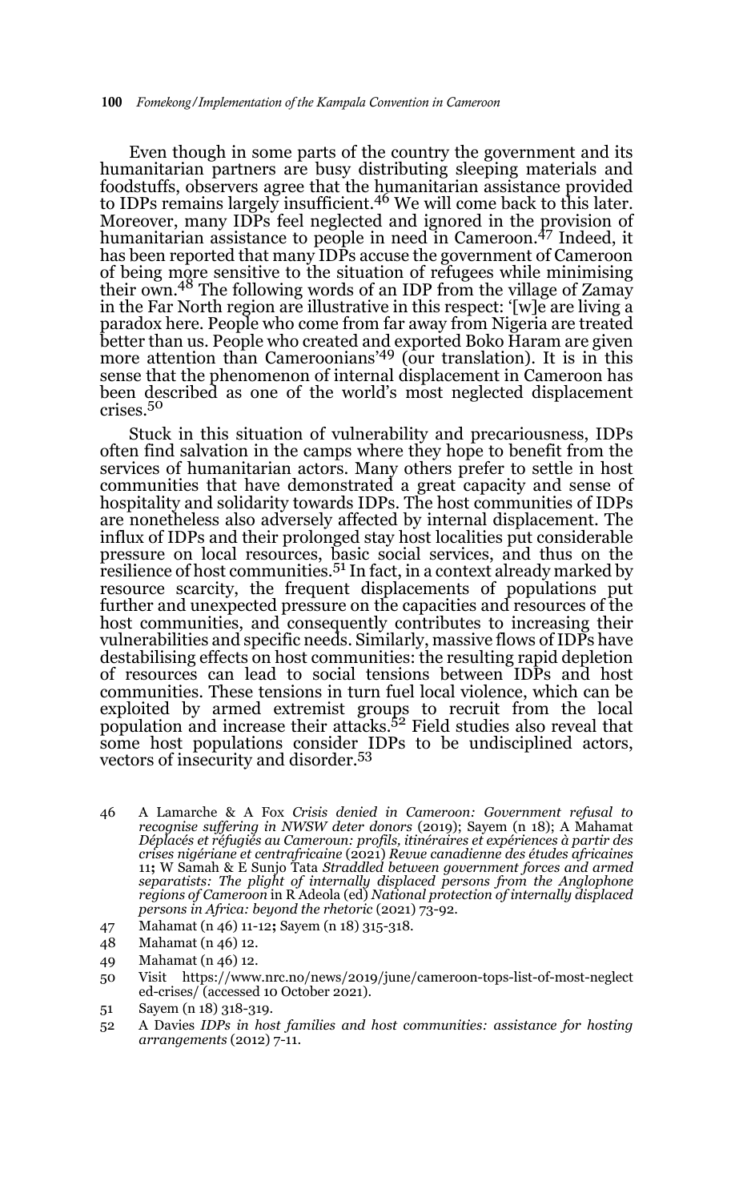Even though in some parts of the country the government and its humanitarian partners are busy distributing sleeping materials and foodstuffs, observers agree that the humanitarian assistance provided to IDPs remains largely insufficient.[46] We will come back to this later. Moreover, many IDPs feel neglected and ignored in the provision of humanitarian assistance to people in need in Cameroon.[47] Indeed, it has been reported that many IDPs accuse the government of Cameroon of being more sensitive to the situation of refugees while minimising their own.[48] The following words of an IDP from the village of Zamay in the Far North region are illustrative in this respect: '[w]e are living a paradox here. People who come from far away from Nigeria are treated better than us. People who created and exported Boko Haram are given more attention than Cameroonians'[49] (our translation). It is in this sense that the phenomenon of internal displacement in Cameroon has been described as one of the world's most neglected displacement crises.[50]

Stuck in this situation of vulnerability and precariousness, IDPs often find salvation in the camps where they hope to benefit from the services of humanitarian actors. Many others prefer to settle in host communities that have demonstrated a great capacity and sense of hospitality and solidarity towards IDPs. The host communities of IDPs are nonetheless also adversely affected by internal displacement. The influx of IDPs and their prolonged stay host localities put considerable pressure on local resources, basic social services, and thus on the resilience of host communities.[51] In fact, in a context already marked by resource scarcity, the frequent displacements of populations put further and unexpected pressure on the capacities and resources of the host communities, and consequently contributes to increasing their vulnerabilities and specific needs. Similarly, massive flows of IDPs have destabilising effects on host communities: the resulting rapid depletion of resources can lead to social tensions between IDPs and host communities. These tensions in turn fuel local violence, which can be exploited by armed extremist groups to recruit from the local population and increase their attacks.[52] Field studies also reveal that some host populations consider IDPs to be undisciplined actors, vectors of insecurity and disorder.[53]

---

46 A Lamarche & A Fox *Crisis denied in Cameroon: Government refusal to recognise suffering in NWSW deter donors* (2019); Sayem (n 18); A Mahamat *Déplacés et réfugiés au Cameroun: profils, itinéraires et expériences à partir des crises nigériane et centrafricaine* (2021) *Revue canadienne des études africaines* 11; W Samah & E Sunjo Tata *Straddled between government forces and armed separatists: The plight of internally displaced persons from the Anglophone regions of Cameroon* in R Adeola (ed) *National protection of internally displaced persons in Africa: beyond the rhetoric* (2021) 73-92.

47 Mahamat (n 46) 11-12; Sayem (n 18) 315-318.

48 Mahamat (n 46) 12.

49 Mahamat (n 46) 12.

50 Visit https://www.nrc.no/news/2019/june/cameroon-tops-list-of-most-neglected-crises/ (accessed 10 October 2021).

51 Sayem (n 18) 318-319.

52 A Davies *IDPs in host families and host communities: assistance for hosting arrangements* (2012) 7-11.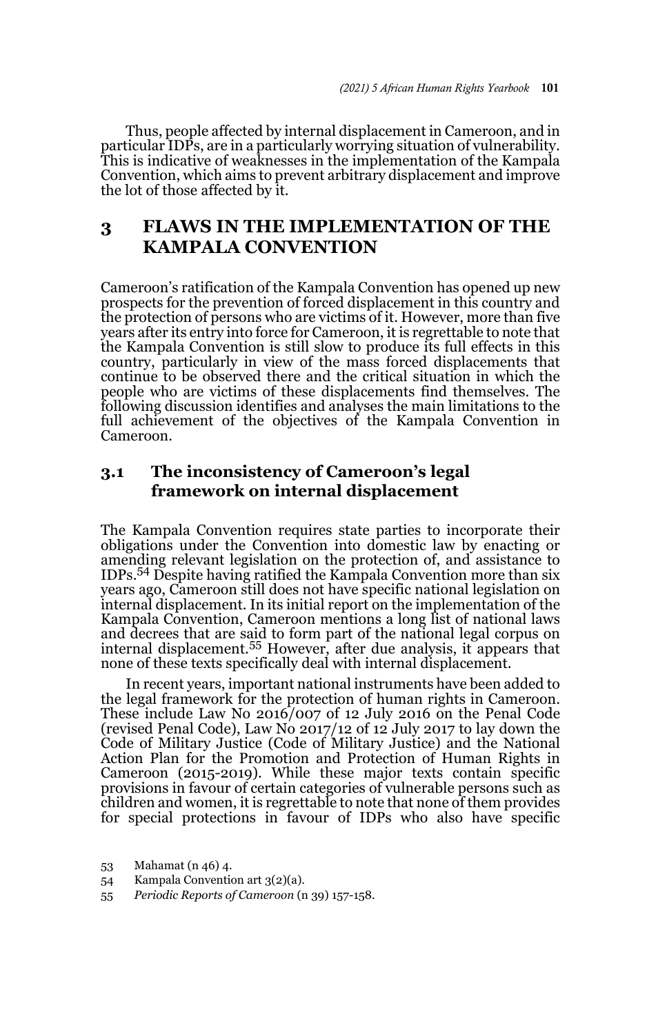Thus, people affected by internal displacement in Cameroon, and in particular IDPs, are in a particularly worrying situation of vulnerability. This is indicative of weaknesses in the implementation of the Kampala Convention, which aims to prevent arbitrary displacement and improve the lot of those affected by it.

## 3 FLAWS IN THE IMPLEMENTATION OF THE KAMPALA CONVENTION

Cameroon's ratification of the Kampala Convention has opened up new prospects for the prevention of forced displacement in this country and the protection of persons who are victims of it. However, more than five years after its entry into force for Cameroon, it is regrettable to note that the Kampala Convention is still slow to produce its full effects in this country, particularly in view of the mass forced displacements that continue to be observed there and the critical situation in which the people who are victims of these displacements find themselves. The following discussion identifies and analyses the main limitations to the full achievement of the objectives of the Kampala Convention in Cameroon.

### 3.1 The inconsistency of Cameroon's legal framework on internal displacement

The Kampala Convention requires state parties to incorporate their obligations under the Convention into domestic law by enacting or amending relevant legislation on the protection of, and assistance to IDPs.[54] Despite having ratified the Kampala Convention more than six years ago, Cameroon still does not have specific national legislation on internal displacement. In its initial report on the implementation of the Kampala Convention, Cameroon mentions a long list of national laws and decrees that are said to form part of the national legal corpus on internal displacement.[55] However, after due analysis, it appears that none of these texts specifically deal with internal displacement.

In recent years, important national instruments have been added to the legal framework for the protection of human rights in Cameroon. These include Law No 2016/007 of 12 July 2016 on the Penal Code (revised Penal Code), Law No 2017/12 of 12 July 2017 to lay down the Code of Military Justice (Code of Military Justice) and the National Action Plan for the Promotion and Protection of Human Rights in Cameroon (2015-2019). While these major texts contain specific provisions in favour of certain categories of vulnerable persons such as children and women, it is regrettable to note that none of them provides for special protections in favour of IDPs who also have specific

53 Mahamat (n 46) 4.

54 Kampala Convention art 3(2)(a).

55 *Periodic Reports of Cameroon* (n 39) 157-158.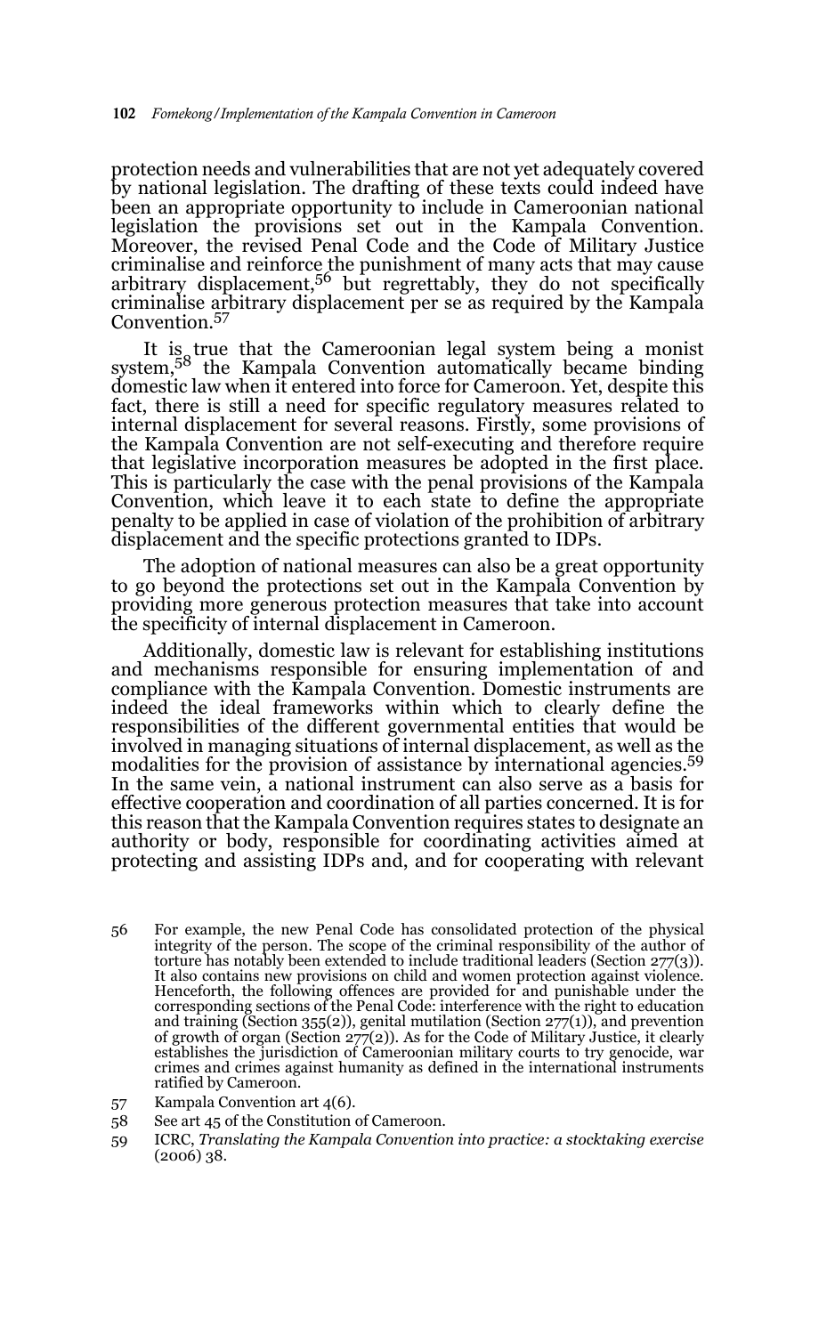protection needs and vulnerabilities that are not yet adequately covered by national legislation. The drafting of these texts could indeed have been an appropriate opportunity to include in Cameroonian national legislation the provisions set out in the Kampala Convention. Moreover, the revised Penal Code and the Code of Military Justice criminalise and reinforce the punishment of many acts that may cause arbitrary displacement,[56] but regrettably, they do not specifically criminalise arbitrary displacement per se as required by the Kampala Convention.[57]

It is true that the Cameroonian legal system being a monist system,[58] the Kampala Convention automatically became binding domestic law when it entered into force for Cameroon. Yet, despite this fact, there is still a need for specific regulatory measures related to internal displacement for several reasons. Firstly, some provisions of the Kampala Convention are not self-executing and therefore require that legislative incorporation measures be adopted in the first place. This is particularly the case with the penal provisions of the Kampala Convention, which leave it to each state to define the appropriate penalty to be applied in case of violation of the prohibition of arbitrary displacement and the specific protections granted to IDPs.

The adoption of national measures can also be a great opportunity to go beyond the protections set out in the Kampala Convention by providing more generous protection measures that take into account the specificity of internal displacement in Cameroon.

Additionally, domestic law is relevant for establishing institutions and mechanisms responsible for ensuring implementation of and compliance with the Kampala Convention. Domestic instruments are indeed the ideal frameworks within which to clearly define the responsibilities of the different governmental entities that would be involved in managing situations of internal displacement, as well as the modalities for the provision of assistance by international agencies.[59] In the same vein, a national instrument can also serve as a basis for effective cooperation and coordination of all parties concerned. It is for this reason that the Kampala Convention requires states to designate an authority or body, responsible for coordinating activities aimed at protecting and assisting IDPs and, and for cooperating with relevant

56 For example, the new Penal Code has consolidated protection of the physical integrity of the person. The scope of the criminal responsibility of the author of torture has notably been extended to include traditional leaders (Section 277(3)). It also contains new provisions on child and women protection against violence. Henceforth, the following offences are provided for and punishable under the corresponding sections of the Penal Code: interference with the right to education and training (Section 355(2)), genital mutilation (Section 277(1)), and prevention of growth of organ (Section 277(2)). As for the Code of Military Justice, it clearly establishes the jurisdiction of Cameroonian military courts to try genocide, war crimes and crimes against humanity as defined in the international instruments ratified by Cameroon.

57 Kampala Convention art 4(6).

58 See art 45 of the Constitution of Cameroon.

59 ICRC, *Translating the Kampala Convention into practice: a stocktaking exercise* (2006) 38.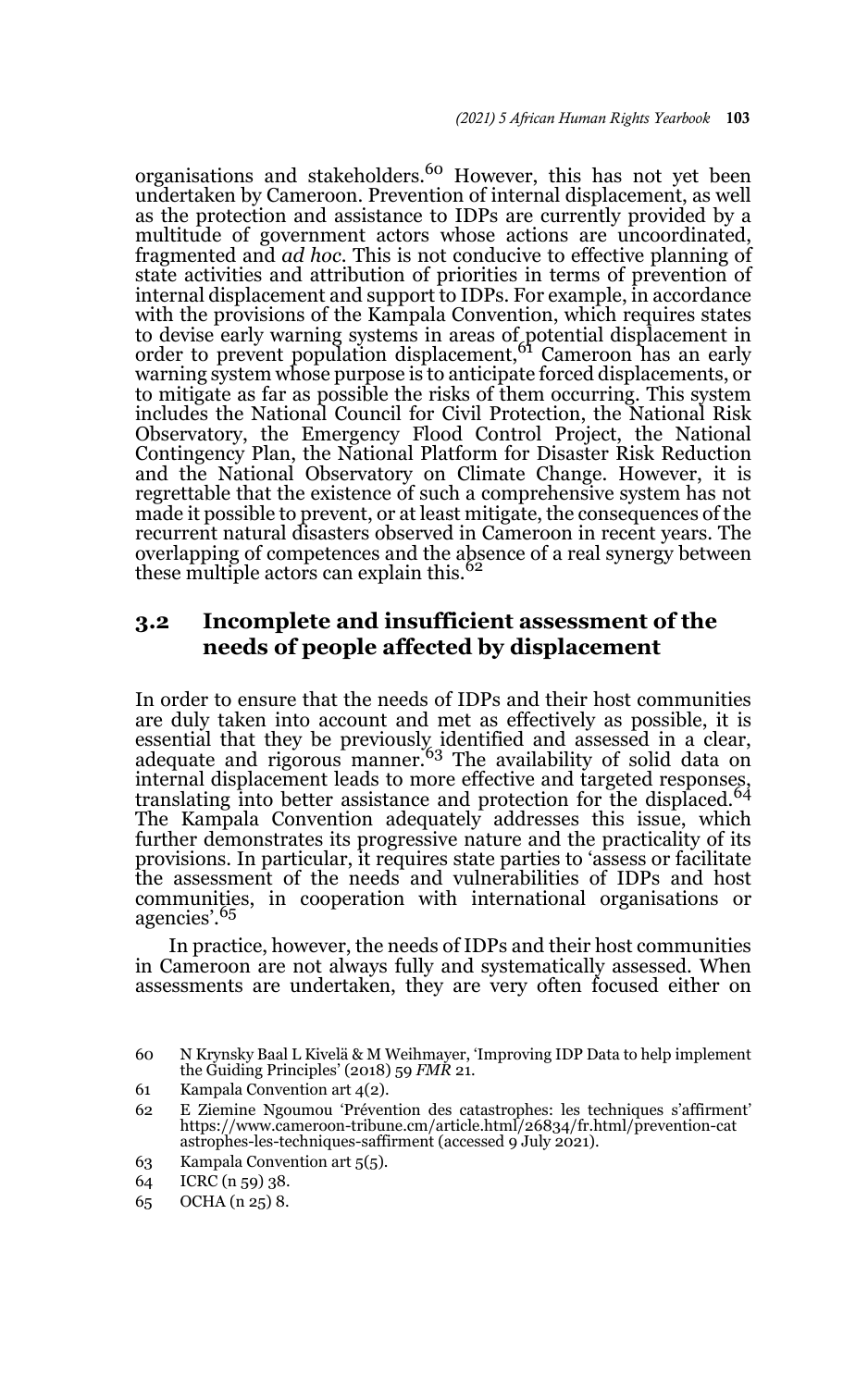organisations and stakeholders.[60] However, this has not yet been undertaken by Cameroon. Prevention of internal displacement, as well as the protection and assistance to IDPs are currently provided by a multitude of government actors whose actions are uncoordinated, fragmented and *ad hoc*. This is not conducive to effective planning of state activities and attribution of priorities in terms of prevention of internal displacement and support to IDPs. For example, in accordance with the provisions of the Kampala Convention, which requires states to devise early warning systems in areas of potential displacement in order to prevent population displacement,[61] Cameroon has an early warning system whose purpose is to anticipate forced displacements, or to mitigate as far as possible the risks of them occurring. This system includes the National Council for Civil Protection, the National Risk Observatory, the Emergency Flood Control Project, the National Contingency Plan, the National Platform for Disaster Risk Reduction and the National Observatory on Climate Change. However, it is regrettable that the existence of such a comprehensive system has not made it possible to prevent, or at least mitigate, the consequences of the recurrent natural disasters observed in Cameroon in recent years. The overlapping of competences and the absence of a real synergy between these multiple actors can explain this.[62]

### 3.2 Incomplete and insufficient assessment of the needs of people affected by displacement

In order to ensure that the needs of IDPs and their host communities are duly taken into account and met as effectively as possible, it is essential that they be previously identified and assessed in a clear, adequate and rigorous manner.[63] The availability of solid data on internal displacement leads to more effective and targeted responses, translating into better assistance and protection for the displaced.[64] The Kampala Convention adequately addresses this issue, which further demonstrates its progressive nature and the practicality of its provisions. In particular, it requires state parties to 'assess or facilitate the assessment of the needs and vulnerabilities of IDPs and host communities, in cooperation with international organisations or agencies'.[65]

In practice, however, the needs of IDPs and their host communities in Cameroon are not always fully and systematically assessed. When assessments are undertaken, they are very often focused either on

---

60 N Krynsky Baal L Kivelä & M Weihmayer, 'Improving IDP Data to help implement the Guiding Principles' (2018) 59 *FMR* 21.

61 Kampala Convention art 4(2).

62 E Ziemine Ngoumou 'Prévention des catastrophes: les techniques s'affirment' https://www.cameroon-tribune.cm/article.html/26834/fr.html/prevention-catastrophes-les-techniques-saffirment (accessed 9 July 2021).

63 Kampala Convention art 5(5).

64 ICRC (n 59) 38.

65 OCHA (n 25) 8.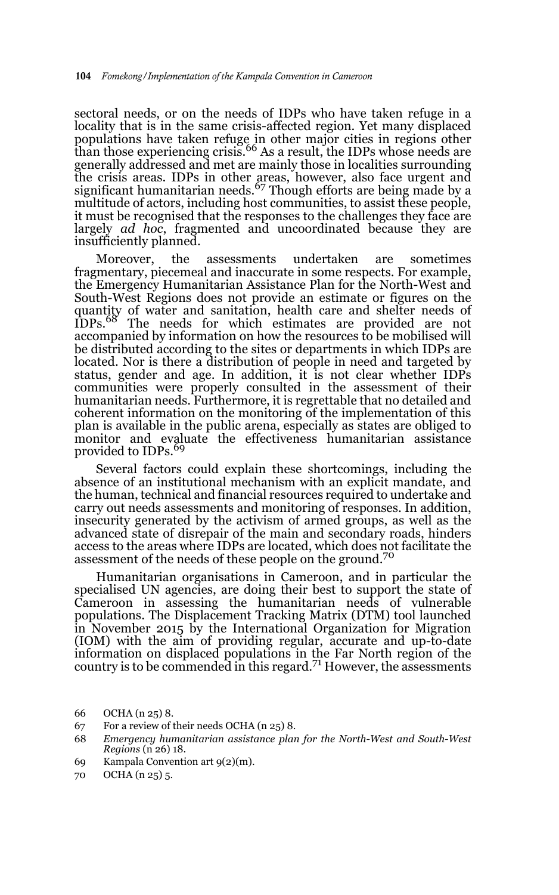sectoral needs, or on the needs of IDPs who have taken refuge in a locality that is in the same crisis-affected region. Yet many displaced populations have taken refuge in other major cities in regions other than those experiencing crisis.[66] As a result, the IDPs whose needs are generally addressed and met are mainly those in localities surrounding the crisis areas. IDPs in other areas, however, also face urgent and significant humanitarian needs.[67] Though efforts are being made by a multitude of actors, including host communities, to assist these people, it must be recognised that the responses to the challenges they face are largely *ad hoc*, fragmented and uncoordinated because they are insufficiently planned.

Moreover, the assessments undertaken are sometimes fragmentary, piecemeal and inaccurate in some respects. For example, the Emergency Humanitarian Assistance Plan for the North-West and South-West Regions does not provide an estimate or figures on the quantity of water and sanitation, health care and shelter needs of IDPs.[68] The needs for which estimates are provided are not accompanied by information on how the resources to be mobilised will be distributed according to the sites or departments in which IDPs are located. Nor is there a distribution of people in need and targeted by status, gender and age. In addition, it is not clear whether IDPs communities were properly consulted in the assessment of their humanitarian needs. Furthermore, it is regrettable that no detailed and coherent information on the monitoring of the implementation of this plan is available in the public arena, especially as states are obliged to monitor and evaluate the effectiveness humanitarian assistance provided to IDPs.[69]

Several factors could explain these shortcomings, including the absence of an institutional mechanism with an explicit mandate, and the human, technical and financial resources required to undertake and carry out needs assessments and monitoring of responses. In addition, insecurity generated by the activism of armed groups, as well as the advanced state of disrepair of the main and secondary roads, hinders access to the areas where IDPs are located, which does not facilitate the assessment of the needs of these people on the ground.[70]

Humanitarian organisations in Cameroon, and in particular the specialised UN agencies, are doing their best to support the state of Cameroon in assessing the humanitarian needs of vulnerable populations. The Displacement Tracking Matrix (DTM) tool launched in November 2015 by the International Organization for Migration (IOM) with the aim of providing regular, accurate and up-to-date information on displaced populations in the Far North region of the country is to be commended in this regard.[71] However, the assessments

66 OCHA (n 25) 8.

67 For a review of their needs OCHA (n 25) 8.

68 *Emergency humanitarian assistance plan for the North-West and South-West Regions* (n 26) 18.

69 Kampala Convention art 9(2)(m).

70 OCHA (n 25) 5.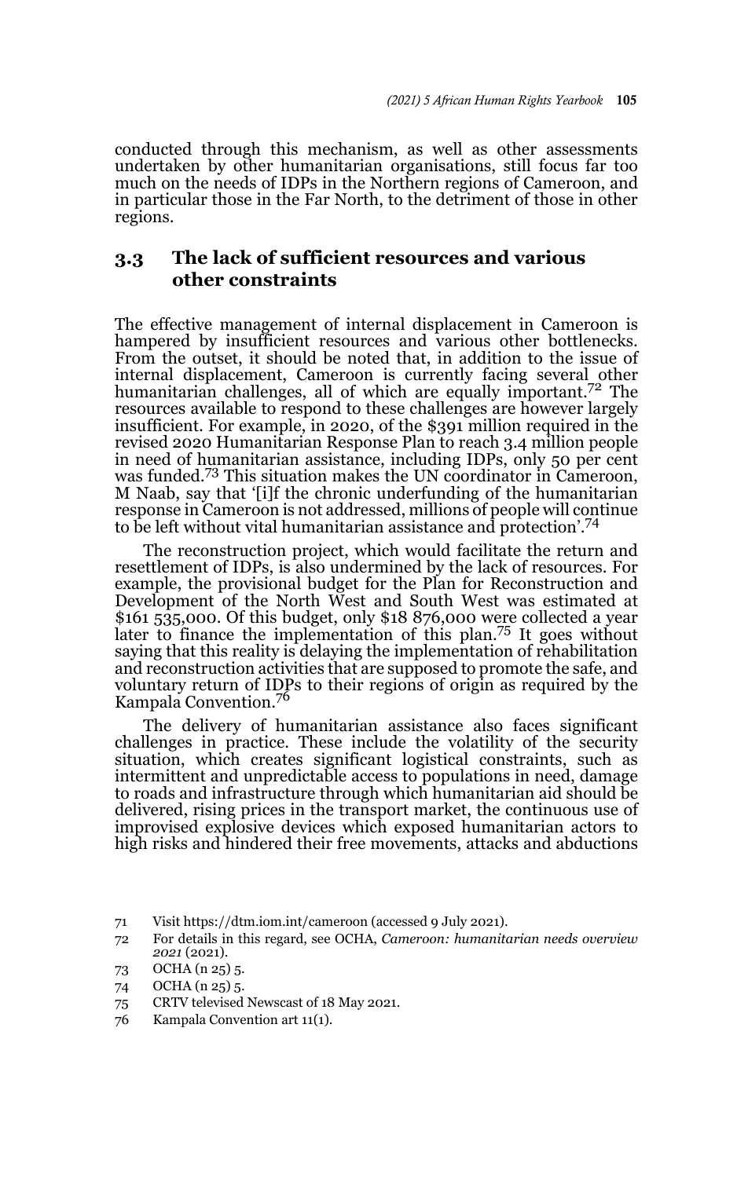conducted through this mechanism, as well as other assessments undertaken by other humanitarian organisations, still focus far too much on the needs of IDPs in the Northern regions of Cameroon, and in particular those in the Far North, to the detriment of those in other regions.

## 3.3 The lack of sufficient resources and various other constraints

The effective management of internal displacement in Cameroon is hampered by insufficient resources and various other bottlenecks. From the outset, it should be noted that, in addition to the issue of internal displacement, Cameroon is currently facing several other humanitarian challenges, all of which are equally important.[72] The resources available to respond to these challenges are however largely insufficient. For example, in 2020, of the $391 million required in the revised 2020 Humanitarian Response Plan to reach 3.4 million people in need of humanitarian assistance, including IDPs, only 50 per cent was funded.[73] This situation makes the UN coordinator in Cameroon, M Naab, say that '[i]f the chronic underfunding of the humanitarian response in Cameroon is not addressed, millions of people will continue to be left without vital humanitarian assistance and protection'.[74]

The reconstruction project, which would facilitate the return and resettlement of IDPs, is also undermined by the lack of resources. For example, the provisional budget for the Plan for Reconstruction and Development of the North West and South West was estimated at $161 535,000. Of this budget, only $18 876,000 were collected a year later to finance the implementation of this plan.[75] It goes without saying that this reality is delaying the implementation of rehabilitation and reconstruction activities that are supposed to promote the safe, and voluntary return of IDPs to their regions of origin as required by the Kampala Convention.[76]

The delivery of humanitarian assistance also faces significant challenges in practice. These include the volatility of the security situation, which creates significant logistical constraints, such as intermittent and unpredictable access to populations in need, damage to roads and infrastructure through which humanitarian aid should be delivered, rising prices in the transport market, the continuous use of improvised explosive devices which exposed humanitarian actors to high risks and hindered their free movements, attacks and abductions

71 Visit https://dtm.iom.int/cameroon (accessed 9 July 2021).

72 For details in this regard, see OCHA, *Cameroon: humanitarian needs overview 2021* (2021).

73 OCHA (n 25) 5.

74 OCHA (n 25) 5.

75 CRTV televised Newscast of 18 May 2021.

76 Kampala Convention art 11(1).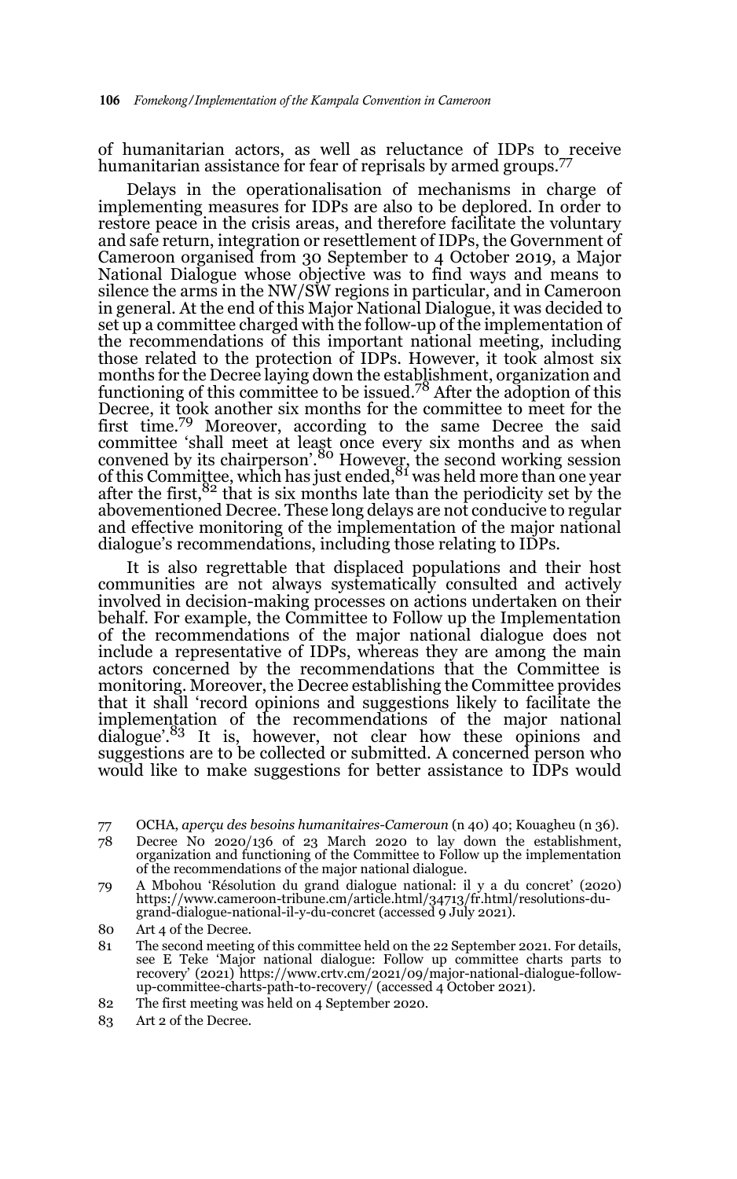of humanitarian actors, as well as reluctance of IDPs to receive humanitarian assistance for fear of reprisals by armed groups.[77]

Delays in the operationalisation of mechanisms in charge of implementing measures for IDPs are also to be deplored. In order to restore peace in the crisis areas, and therefore facilitate the voluntary and safe return, integration or resettlement of IDPs, the Government of Cameroon organised from 30 September to 4 October 2019, a Major National Dialogue whose objective was to find ways and means to silence the arms in the NW/SW regions in particular, and in Cameroon in general. At the end of this Major National Dialogue, it was decided to set up a committee charged with the follow-up of the implementation of the recommendations of this important national meeting, including those related to the protection of IDPs. However, it took almost six months for the Decree laying down the establishment, organization and functioning of this committee to be issued.[78] After the adoption of this Decree, it took another six months for the committee to meet for the first time.[79] Moreover, according to the same Decree the said committee 'shall meet at least once every six months and as when convened by its chairperson'.[80] However, the second working session of this Committee, which has just ended,[81] was held more than one year after the first,[82] that is six months late than the periodicity set by the abovementioned Decree. These long delays are not conducive to regular and effective monitoring of the implementation of the major national dialogue's recommendations, including those relating to IDPs.

It is also regrettable that displaced populations and their host communities are not always systematically consulted and actively involved in decision-making processes on actions undertaken on their behalf. For example, the Committee to Follow up the Implementation of the recommendations of the major national dialogue does not include a representative of IDPs, whereas they are among the main actors concerned by the recommendations that the Committee is monitoring. Moreover, the Decree establishing the Committee provides that it shall 'record opinions and suggestions likely to facilitate the implementation of the recommendations of the major national dialogue'.[83] It is, however, not clear how these opinions and suggestions are to be collected or submitted. A concerned person who would like to make suggestions for better assistance to IDPs would

---

77 OCHA, *aperçu des besoins humanitaires-Cameroun* (n 40) 40; Kouagheu (n 36).

78 Decree No 2020/136 of 23 March 2020 to lay down the establishment, organization and functioning of the Committee to Follow up the implementation of the recommendations of the major national dialogue.

79 A Mbohou 'Résolution du grand dialogue national: il y a du concret' (2020) https://www.cameroon-tribune.cm/article.html/34713/fr.html/resolutions-du-grand-dialogue-national-il-y-du-concret (accessed 9 July 2021).

80 Art 4 of the Decree.

81 The second meeting of this committee held on the 22 September 2021. For details, see E Teke 'Major national dialogue: Follow up committee charts parts to recovery' (2021) https://www.crtv.cm/2021/09/major-national-dialogue-follow-up-committee-charts-path-to-recovery/ (accessed 4 October 2021).

82 The first meeting was held on 4 September 2020.

83 Art 2 of the Decree.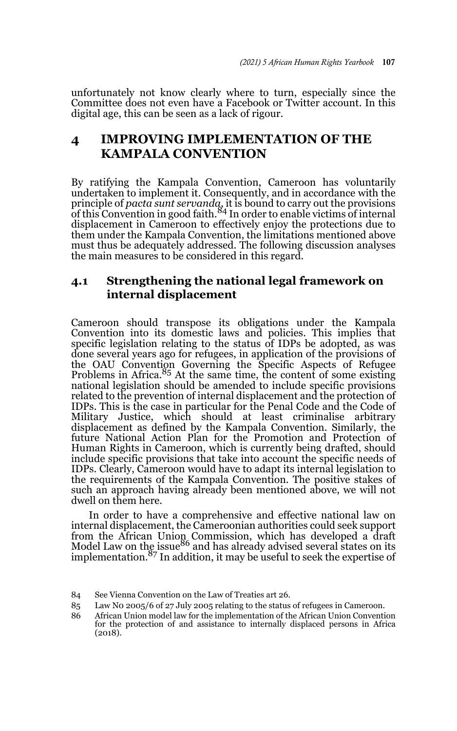unfortunately not know clearly where to turn, especially since the Committee does not even have a Facebook or Twitter account. In this digital age, this can be seen as a lack of rigour.

## 4 IMPROVING IMPLEMENTATION OF THE KAMPALA CONVENTION

By ratifying the Kampala Convention, Cameroon has voluntarily undertaken to implement it. Consequently, and in accordance with the principle of *pacta sunt servanda*, it is bound to carry out the provisions of this Convention in good faith.[84] In order to enable victims of internal displacement in Cameroon to effectively enjoy the protections due to them under the Kampala Convention, the limitations mentioned above must thus be adequately addressed. The following discussion analyses the main measures to be considered in this regard.

### 4.1 Strengthening the national legal framework on internal displacement

Cameroon should transpose its obligations under the Kampala Convention into its domestic laws and policies. This implies that specific legislation relating to the status of IDPs be adopted, as was done several years ago for refugees, in application of the provisions of the OAU Convention Governing the Specific Aspects of Refugee Problems in Africa.[85] At the same time, the content of some existing national legislation should be amended to include specific provisions related to the prevention of internal displacement and the protection of IDPs. This is the case in particular for the Penal Code and the Code of Military Justice, which should at least criminalise arbitrary displacement as defined by the Kampala Convention. Similarly, the future National Action Plan for the Promotion and Protection of Human Rights in Cameroon, which is currently being drafted, should include specific provisions that take into account the specific needs of IDPs. Clearly, Cameroon would have to adapt its internal legislation to the requirements of the Kampala Convention. The positive stakes of such an approach having already been mentioned above, we will not dwell on them here.

In order to have a comprehensive and effective national law on internal displacement, the Cameroonian authorities could seek support from the African Union Commission, which has developed a draft Model Law on the issue[86] and has already advised several states on its implementation.[87] In addition, it may be useful to seek the expertise of

84 See Vienna Convention on the Law of Treaties art 26.

85 Law No 2005/6 of 27 July 2005 relating to the status of refugees in Cameroon.

86 African Union model law for the implementation of the African Union Convention for the protection of and assistance to internally displaced persons in Africa (2018).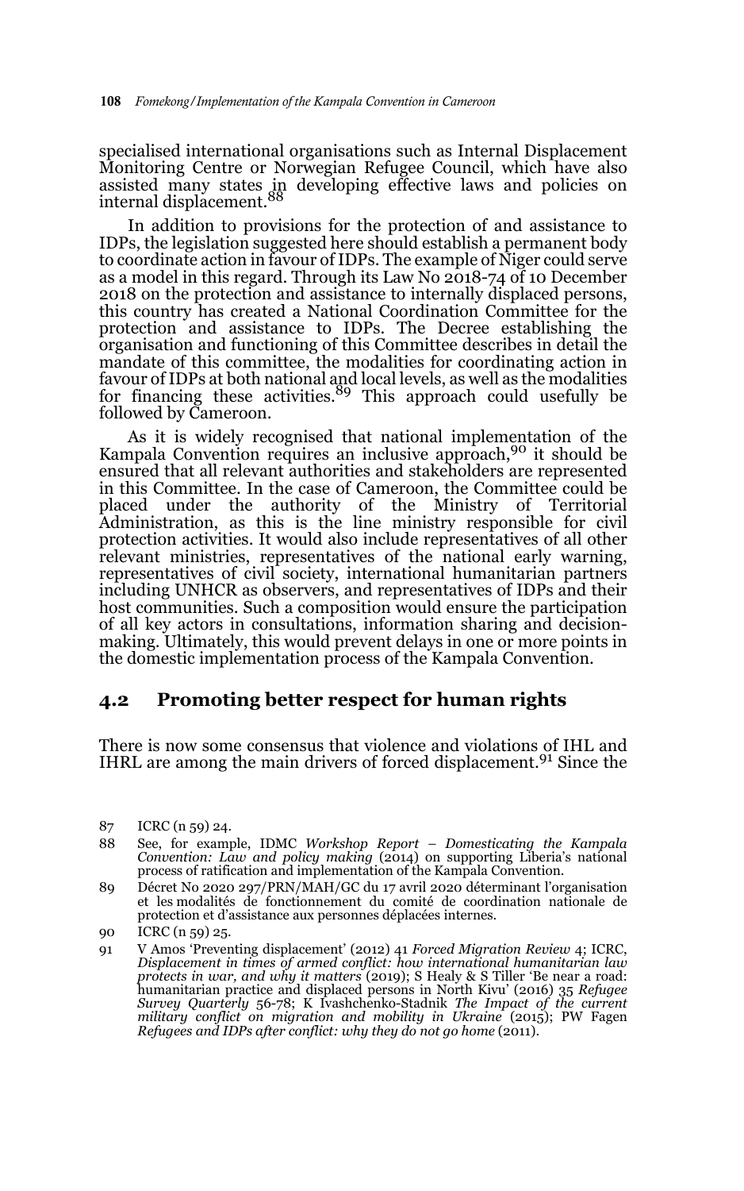specialised international organisations such as Internal Displacement Monitoring Centre or Norwegian Refugee Council, which have also assisted many states in developing effective laws and policies on internal displacement.[88]

In addition to provisions for the protection of and assistance to IDPs, the legislation suggested here should establish a permanent body to coordinate action in favour of IDPs. The example of Niger could serve as a model in this regard. Through its Law No 2018-74 of 10 December 2018 on the protection and assistance to internally displaced persons, this country has created a National Coordination Committee for the protection and assistance to IDPs. The Decree establishing the organisation and functioning of this Committee describes in detail the mandate of this committee, the modalities for coordinating action in favour of IDPs at both national and local levels, as well as the modalities for financing these activities.[89] This approach could usefully be followed by Cameroon.

As it is widely recognised that national implementation of the Kampala Convention requires an inclusive approach,[90] it should be ensured that all relevant authorities and stakeholders are represented in this Committee. In the case of Cameroon, the Committee could be placed under the authority of the Ministry of Territorial Administration, as this is the line ministry responsible for civil protection activities. It would also include representatives of all other relevant ministries, representatives of the national early warning, representatives of civil society, international humanitarian partners including UNHCR as observers, and representatives of IDPs and their host communities. Such a composition would ensure the participation of all key actors in consultations, information sharing and decision-making. Ultimately, this would prevent delays in one or more points in the domestic implementation process of the Kampala Convention.

## 4.2 Promoting better respect for human rights

There is now some consensus that violence and violations of IHL and IHRL are among the main drivers of forced displacement.[91] Since the

---

87 ICRC (n 59) 24.

88 See, for example, IDMC *Workshop Report – Domesticating the Kampala Convention: Law and policy making* (2014) on supporting Liberia's national process of ratification and implementation of the Kampala Convention.

89 Décret No 2020 297/PRN/MAH/GC du 17 avril 2020 déterminant l'organisation et les modalités de fonctionnement du comité de coordination nationale de protection et d'assistance aux personnes déplacées internes.

90 ICRC (n 59) 25.

91 V Amos 'Preventing displacement' (2012) 41 *Forced Migration Review* 4; ICRC, *Displacement in times of armed conflict: how international humanitarian law protects in war, and why it matters* (2019); S Healy & S Tiller 'Be near a road: humanitarian practice and displaced persons in North Kivu' (2016) 35 *Refugee Survey Quarterly* 56-78; K Ivashchenko-Stadnik *The Impact of the current military conflict on migration and mobility in Ukraine* (2015); PW Fagen *Refugees and IDPs after conflict: why they do not go home* (2011).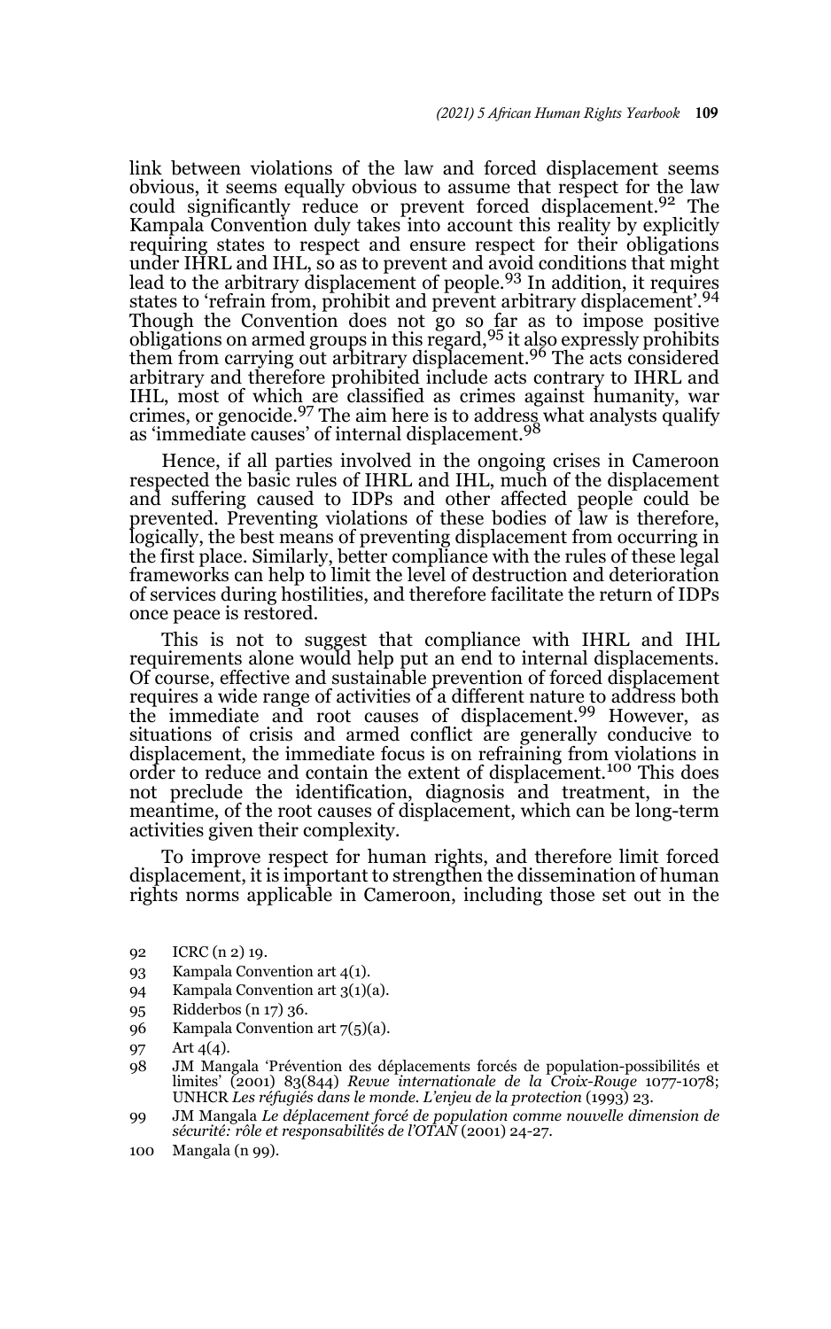link between violations of the law and forced displacement seems obvious, it seems equally obvious to assume that respect for the law could significantly reduce or prevent forced displacement.[92] The Kampala Convention duly takes into account this reality by explicitly requiring states to respect and ensure respect for their obligations under IHRL and IHL, so as to prevent and avoid conditions that might lead to the arbitrary displacement of people.[93] In addition, it requires states to 'refrain from, prohibit and prevent arbitrary displacement'.[94] Though the Convention does not go so far as to impose positive obligations on armed groups in this regard,[95] it also expressly prohibits them from carrying out arbitrary displacement.[96] The acts considered arbitrary and therefore prohibited include acts contrary to IHRL and IHL, most of which are classified as crimes against humanity, war crimes, or genocide.[97] The aim here is to address what analysts qualify as 'immediate causes' of internal displacement.[98]

Hence, if all parties involved in the ongoing crises in Cameroon respected the basic rules of IHRL and IHL, much of the displacement and suffering caused to IDPs and other affected people could be prevented. Preventing violations of these bodies of law is therefore, logically, the best means of preventing displacement from occurring in the first place. Similarly, better compliance with the rules of these legal frameworks can help to limit the level of destruction and deterioration of services during hostilities, and therefore facilitate the return of IDPs once peace is restored.

This is not to suggest that compliance with IHRL and IHL requirements alone would help put an end to internal displacements. Of course, effective and sustainable prevention of forced displacement requires a wide range of activities of a different nature to address both the immediate and root causes of displacement.[99] However, as situations of crisis and armed conflict are generally conducive to displacement, the immediate focus is on refraining from violations in order to reduce and contain the extent of displacement.[100] This does not preclude the identification, diagnosis and treatment, in the meantime, of the root causes of displacement, which can be long-term activities given their complexity.

To improve respect for human rights, and therefore limit forced displacement, it is important to strengthen the dissemination of human rights norms applicable in Cameroon, including those set out in the

92 ICRC (n 2) 19.

93 Kampala Convention art 4(1).

94 Kampala Convention art 3(1)(a).

95 Ridderbos (n 17) 36.

96 Kampala Convention art 7(5)(a).

97 Art 4(4).

98 JM Mangala 'Prévention des déplacements forcés de population-possibilités et limites' (2001) 83(844) *Revue internationale de la Croix-Rouge* 1077-1078; UNHCR *Les réfugiés dans le monde. L'enjeu de la protection* (1993) 23.

99 JM Mangala *Le déplacement forcé de population comme nouvelle dimension de sécurité: rôle et responsabilités de l'OTAN* (2001) 24-27.

100 Mangala (n 99).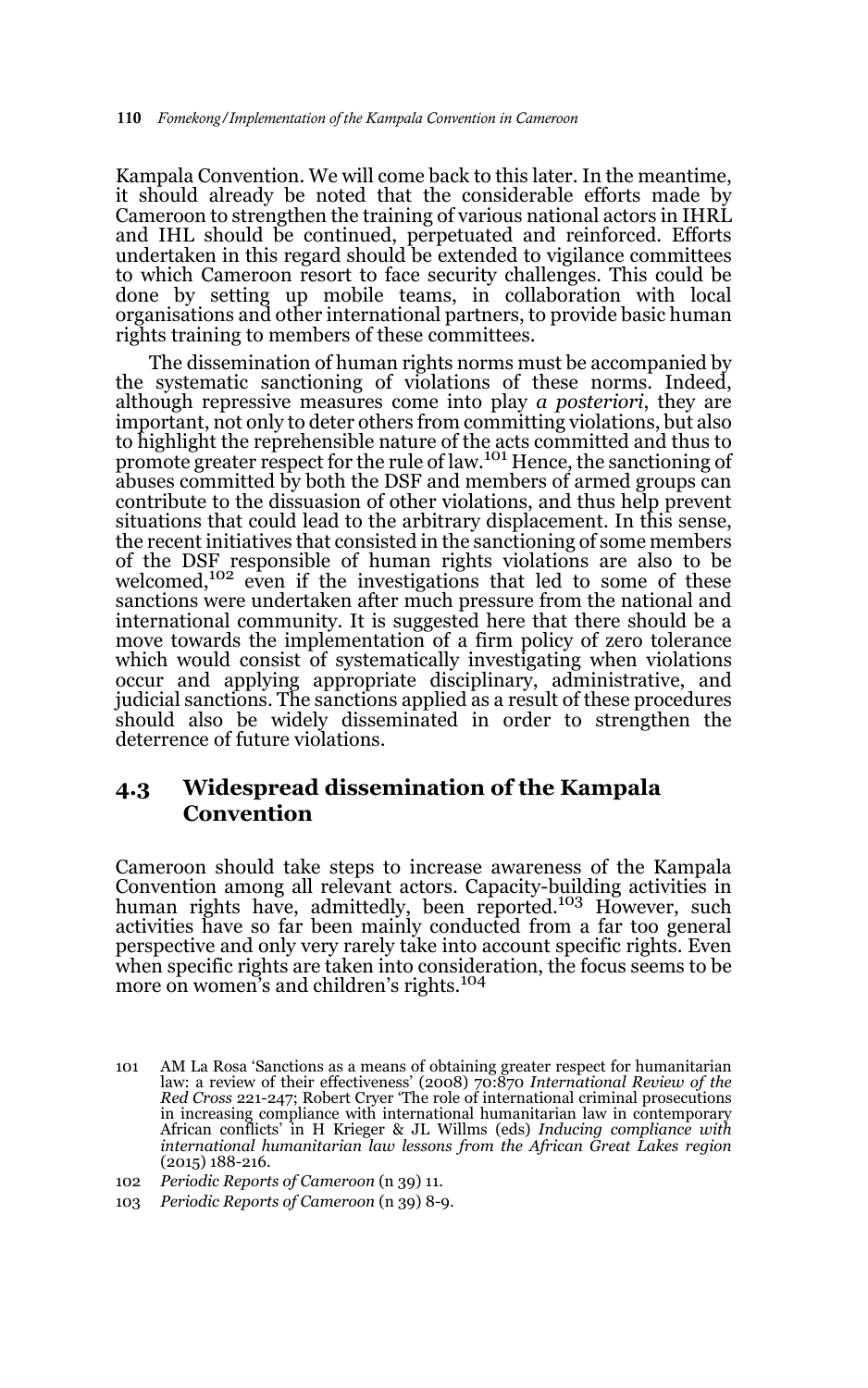Kampala Convention. We will come back to this later. In the meantime, it should already be noted that the considerable efforts made by Cameroon to strengthen the training of various national actors in IHRL and IHL should be continued, perpetuated and reinforced. Efforts undertaken in this regard should be extended to vigilance committees to which Cameroon resort to face security challenges. This could be done by setting up mobile teams, in collaboration with local organisations and other international partners, to provide basic human rights training to members of these committees.

The dissemination of human rights norms must be accompanied by the systematic sanctioning of violations of these norms. Indeed, although repressive measures come into play *a posteriori*, they are important, not only to deter others from committing violations, but also to highlight the reprehensible nature of the acts committed and thus to promote greater respect for the rule of law.[101] Hence, the sanctioning of abuses committed by both the DSF and members of armed groups can contribute to the dissuasion of other violations, and thus help prevent situations that could lead to the arbitrary displacement. In this sense, the recent initiatives that consisted in the sanctioning of some members of the DSF responsible of human rights violations are also to be welcomed,[102] even if the investigations that led to some of these sanctions were undertaken after much pressure from the national and international community. It is suggested here that there should be a move towards the implementation of a firm policy of zero tolerance which would consist of systematically investigating when violations occur and applying appropriate disciplinary, administrative, and judicial sanctions. The sanctions applied as a result of these procedures should also be widely disseminated in order to strengthen the deterrence of future violations.

## 4.3 Widespread dissemination of the Kampala Convention

Cameroon should take steps to increase awareness of the Kampala Convention among all relevant actors. Capacity-building activities in human rights have, admittedly, been reported.[103] However, such activities have so far been mainly conducted from a far too general perspective and only very rarely take into account specific rights. Even when specific rights are taken into consideration, the focus seems to be more on women's and children's rights.[104]

101 AM La Rosa 'Sanctions as a means of obtaining greater respect for humanitarian law: a review of their effectiveness' (2008) 70:870 *International Review of the Red Cross* 221-247; Robert Cryer 'The role of international criminal prosecutions in increasing compliance with international humanitarian law in contemporary African conflicts' in H Krieger & JL Willms (eds) *Inducing compliance with international humanitarian law lessons from the African Great Lakes region* (2015) 188-216.

102 *Periodic Reports of Cameroon* (n 39) 11.

103 *Periodic Reports of Cameroon* (n 39) 8-9.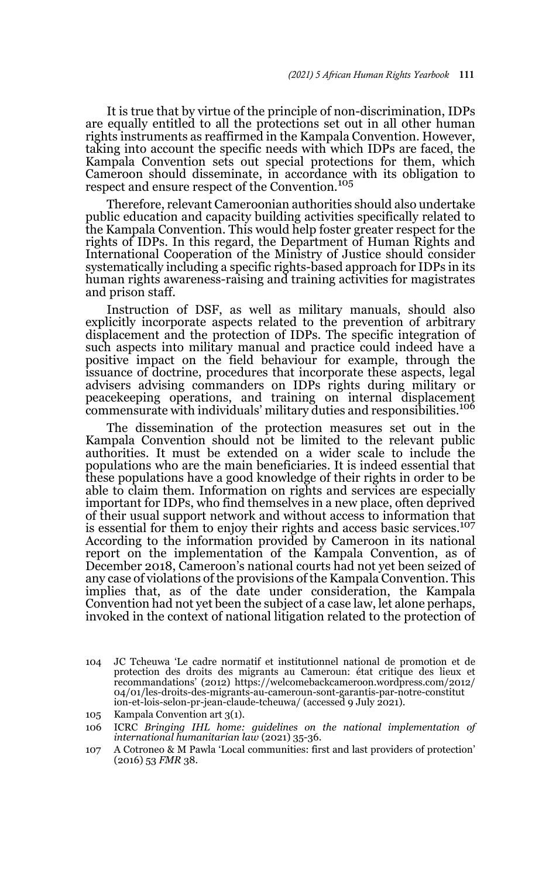It is true that by virtue of the principle of non-discrimination, IDPs are equally entitled to all the protections set out in all other human rights instruments as reaffirmed in the Kampala Convention. However, taking into account the specific needs with which IDPs are faced, the Kampala Convention sets out special protections for them, which Cameroon should disseminate, in accordance with its obligation to respect and ensure respect of the Convention.[105]

Therefore, relevant Cameroonian authorities should also undertake public education and capacity building activities specifically related to the Kampala Convention. This would help foster greater respect for the rights of IDPs. In this regard, the Department of Human Rights and International Cooperation of the Ministry of Justice should consider systematically including a specific rights-based approach for IDPs in its human rights awareness-raising and training activities for magistrates and prison staff.

Instruction of DSF, as well as military manuals, should also explicitly incorporate aspects related to the prevention of arbitrary displacement and the protection of IDPs. The specific integration of such aspects into military manual and practice could indeed have a positive impact on the field behaviour for example, through the issuance of doctrine, procedures that incorporate these aspects, legal advisers advising commanders on IDPs rights during military or peacekeeping operations, and training on internal displacement commensurate with individuals' military duties and responsibilities.[106]

The dissemination of the protection measures set out in the Kampala Convention should not be limited to the relevant public authorities. It must be extended on a wider scale to include the populations who are the main beneficiaries. It is indeed essential that these populations have a good knowledge of their rights in order to be able to claim them. Information on rights and services are especially important for IDPs, who find themselves in a new place, often deprived of their usual support network and without access to information that is essential for them to enjoy their rights and access basic services.[107] According to the information provided by Cameroon in its national report on the implementation of the Kampala Convention, as of December 2018, Cameroon's national courts had not yet been seized of any case of violations of the provisions of the Kampala Convention. This implies that, as of the date under consideration, the Kampala Convention had not yet been the subject of a case law, let alone perhaps, invoked in the context of national litigation related to the protection of

---

104 JC Tcheuwa 'Le cadre normatif et institutionnel national de promotion et de protection des droits des migrants au Cameroun: état critique des lieux et recommandations' (2012) https://welcomebackcameroon.wordpress.com/2012/04/01/les-droits-des-migrants-au-cameroun-sont-garantis-par-notre-constitution-et-lois-selon-pr-jean-claude-tcheuwa/ (accessed 9 July 2021).

105 Kampala Convention art 3(1).

106 ICRC *Bringing IHL home: guidelines on the national implementation of international humanitarian law* (2021) 35-36.

107 A Cotroneo & M Pawla 'Local communities: first and last providers of protection' (2016) 53 *FMR* 38.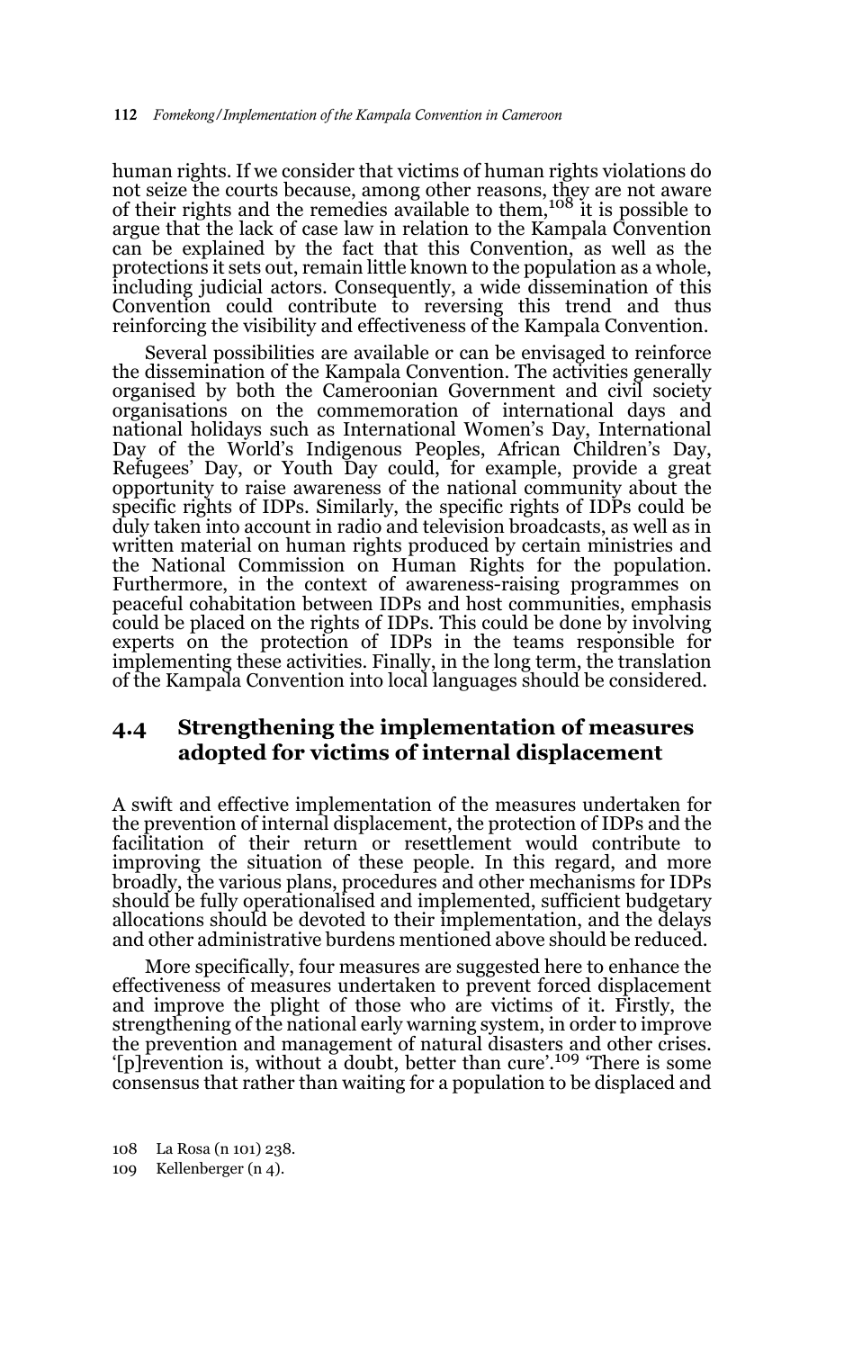human rights. If we consider that victims of human rights violations do not seize the courts because, among other reasons, they are not aware of their rights and the remedies available to them,[108] it is possible to argue that the lack of case law in relation to the Kampala Convention can be explained by the fact that this Convention, as well as the protections it sets out, remain little known to the population as a whole, including judicial actors. Consequently, a wide dissemination of this Convention could contribute to reversing this trend and thus reinforcing the visibility and effectiveness of the Kampala Convention.

Several possibilities are available or can be envisaged to reinforce the dissemination of the Kampala Convention. The activities generally organised by both the Cameroonian Government and civil society organisations on the commemoration of international days and national holidays such as International Women's Day, International Day of the World's Indigenous Peoples, African Children's Day, Refugees' Day, or Youth Day could, for example, provide a great opportunity to raise awareness of the national community about the specific rights of IDPs. Similarly, the specific rights of IDPs could be duly taken into account in radio and television broadcasts, as well as in written material on human rights produced by certain ministries and the National Commission on Human Rights for the population. Furthermore, in the context of awareness-raising programmes on peaceful cohabitation between IDPs and host communities, emphasis could be placed on the rights of IDPs. This could be done by involving experts on the protection of IDPs in the teams responsible for implementing these activities. Finally, in the long term, the translation of the Kampala Convention into local languages should be considered.

## 4.4 Strengthening the implementation of measures adopted for victims of internal displacement

A swift and effective implementation of the measures undertaken for the prevention of internal displacement, the protection of IDPs and the facilitation of their return or resettlement would contribute to improving the situation of these people. In this regard, and more broadly, the various plans, procedures and other mechanisms for IDPs should be fully operationalised and implemented, sufficient budgetary allocations should be devoted to their implementation, and the delays and other administrative burdens mentioned above should be reduced.

More specifically, four measures are suggested here to enhance the effectiveness of measures undertaken to prevent forced displacement and improve the plight of those who are victims of it. Firstly, the strengthening of the national early warning system, in order to improve the prevention and management of natural disasters and other crises. '[p]revention is, without a doubt, better than cure'.[109] 'There is some consensus that rather than waiting for a population to be displaced and

108 La Rosa (n 101) 238.

109 Kellenberger (n 4).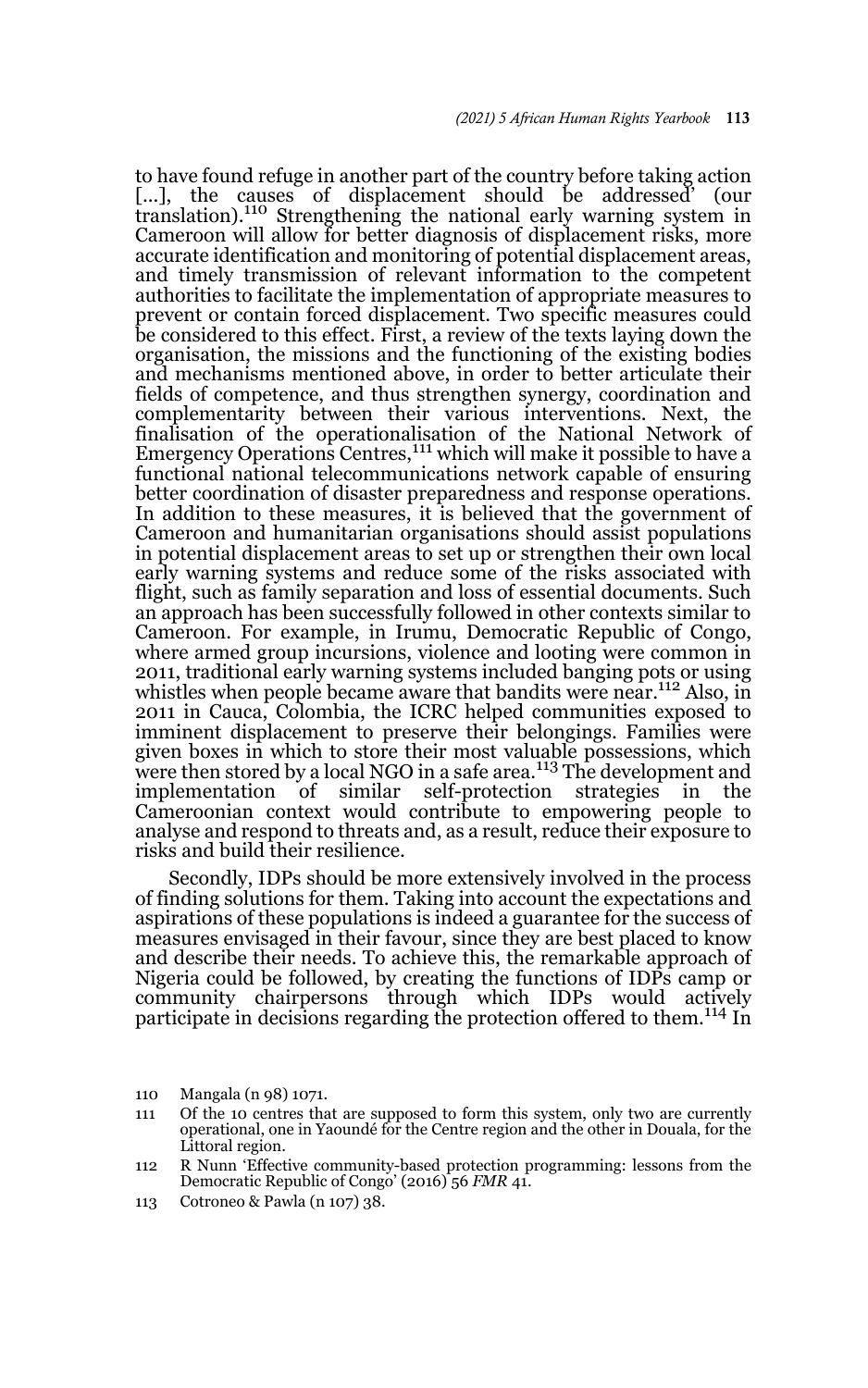to have found refuge in another part of the country before taking action [...], the causes of displacement should be addressed' (our translation).[110] Strengthening the national early warning system in Cameroon will allow for better diagnosis of displacement risks, more accurate identification and monitoring of potential displacement areas, and timely transmission of relevant information to the competent authorities to facilitate the implementation of appropriate measures to prevent or contain forced displacement. Two specific measures could be considered to this effect. First, a review of the texts laying down the organisation, the missions and the functioning of the existing bodies and mechanisms mentioned above, in order to better articulate their fields of competence, and thus strengthen synergy, coordination and complementarity between their various interventions. Next, the finalisation of the operationalisation of the National Network of Emergency Operations Centres,[111] which will make it possible to have a functional national telecommunications network capable of ensuring better coordination of disaster preparedness and response operations. In addition to these measures, it is believed that the government of Cameroon and humanitarian organisations should assist populations in potential displacement areas to set up or strengthen their own local early warning systems and reduce some of the risks associated with flight, such as family separation and loss of essential documents. Such an approach has been successfully followed in other contexts similar to Cameroon. For example, in Irumu, Democratic Republic of Congo, where armed group incursions, violence and looting were common in 2011, traditional early warning systems included banging pots or using whistles when people became aware that bandits were near.[112] Also, in 2011 in Cauca, Colombia, the ICRC helped communities exposed to imminent displacement to preserve their belongings. Families were given boxes in which to store their most valuable possessions, which were then stored by a local NGO in a safe area.[113] The development and implementation of similar self-protection strategies in the Cameroonian context would contribute to empowering people to analyse and respond to threats and, as a result, reduce their exposure to risks and build their resilience.

Secondly, IDPs should be more extensively involved in the process of finding solutions for them. Taking into account the expectations and aspirations of these populations is indeed a guarantee for the success of measures envisaged in their favour, since they are best placed to know and describe their needs. To achieve this, the remarkable approach of Nigeria could be followed, by creating the functions of IDPs camp or community chairpersons through which IDPs would actively participate in decisions regarding the protection offered to them.[114] In

110 Mangala (n 98) 1071.

111 Of the 10 centres that are supposed to form this system, only two are currently operational, one in Yaoundé for the Centre region and the other in Douala, for the Littoral region.

112 R Nunn 'Effective community-based protection programming: lessons from the Democratic Republic of Congo' (2016) 56 *FMR* 41.

113 Cotroneo & Pawla (n 107) 38.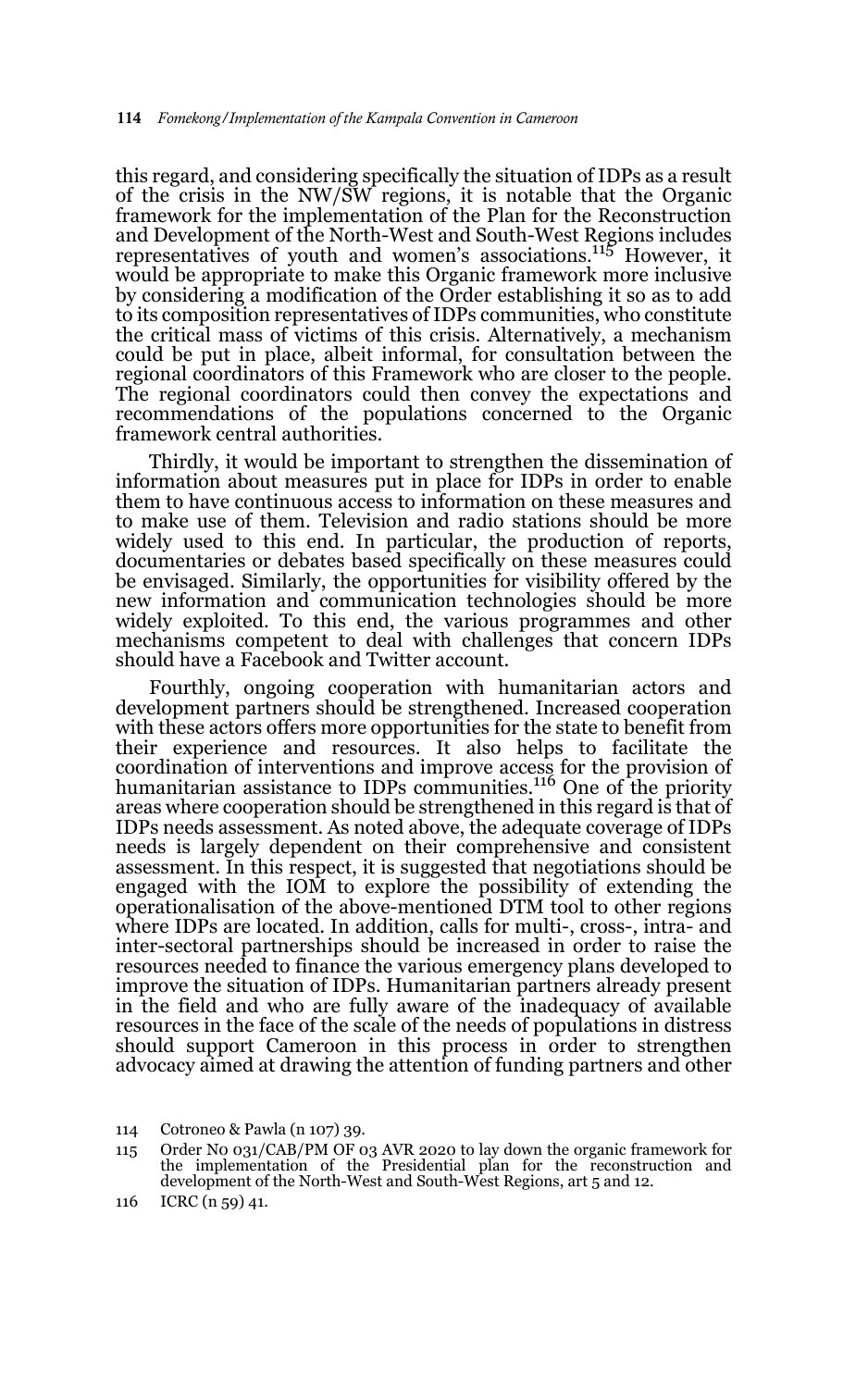this regard, and considering specifically the situation of IDPs as a result of the crisis in the NW/SW regions, it is notable that the Organic framework for the implementation of the Plan for the Reconstruction and Development of the North-West and South-West Regions includes representatives of youth and women's associations.[115] However, it would be appropriate to make this Organic framework more inclusive by considering a modification of the Order establishing it so as to add to its composition representatives of IDPs communities, who constitute the critical mass of victims of this crisis. Alternatively, a mechanism could be put in place, albeit informal, for consultation between the regional coordinators of this Framework who are closer to the people. The regional coordinators could then convey the expectations and recommendations of the populations concerned to the Organic framework central authorities.

Thirdly, it would be important to strengthen the dissemination of information about measures put in place for IDPs in order to enable them to have continuous access to information on these measures and to make use of them. Television and radio stations should be more widely used to this end. In particular, the production of reports, documentaries or debates based specifically on these measures could be envisaged. Similarly, the opportunities for visibility offered by the new information and communication technologies should be more widely exploited. To this end, the various programmes and other mechanisms competent to deal with challenges that concern IDPs should have a Facebook and Twitter account.

Fourthly, ongoing cooperation with humanitarian actors and development partners should be strengthened. Increased cooperation with these actors offers more opportunities for the state to benefit from their experience and resources. It also helps to facilitate the coordination of interventions and improve access for the provision of humanitarian assistance to IDPs communities.[116] One of the priority areas where cooperation should be strengthened in this regard is that of IDPs needs assessment. As noted above, the adequate coverage of IDPs needs is largely dependent on their comprehensive and consistent assessment. In this respect, it is suggested that negotiations should be engaged with the IOM to explore the possibility of extending the operationalisation of the above-mentioned DTM tool to other regions where IDPs are located. In addition, calls for multi-, cross-, intra- and inter-sectoral partnerships should be increased in order to raise the resources needed to finance the various emergency plans developed to improve the situation of IDPs. Humanitarian partners already present in the field and who are fully aware of the inadequacy of available resources in the face of the scale of the needs of populations in distress should support Cameroon in this process in order to strengthen advocacy aimed at drawing the attention of funding partners and other

114 Cotroneo & Pawla (n 107) 39.

115 Order No 031/CAB/PM OF 03 AVR 2020 to lay down the organic framework for the implementation of the Presidential plan for the reconstruction and development of the North-West and South-West Regions, art 5 and 12.

116 ICRC (n 59) 41.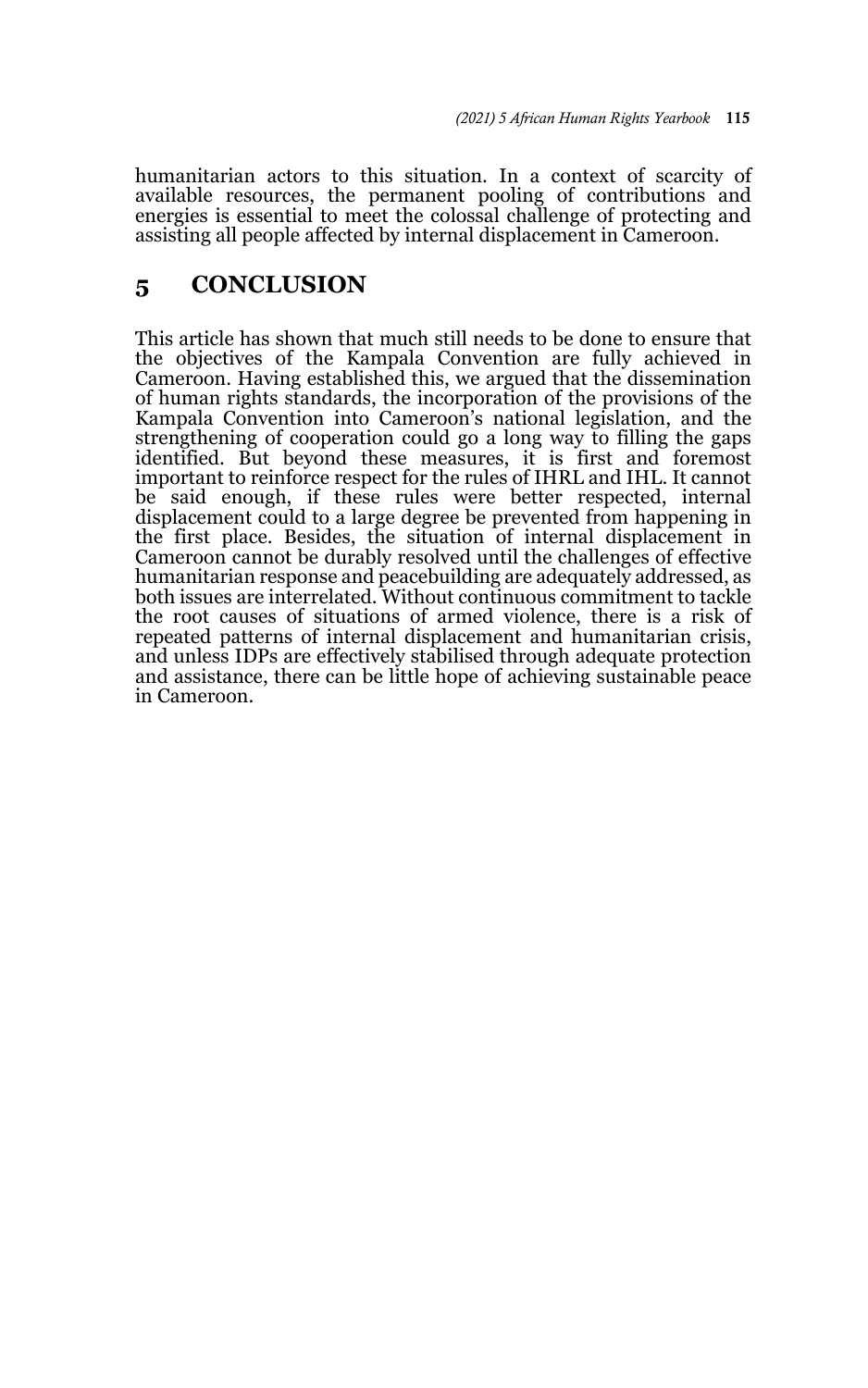humanitarian actors to this situation. In a context of scarcity of available resources, the permanent pooling of contributions and energies is essential to meet the colossal challenge of protecting and assisting all people affected by internal displacement in Cameroon.

## 5 CONCLUSION

This article has shown that much still needs to be done to ensure that the objectives of the Kampala Convention are fully achieved in Cameroon. Having established this, we argued that the dissemination of human rights standards, the incorporation of the provisions of the Kampala Convention into Cameroon's national legislation, and the strengthening of cooperation could go a long way to filling the gaps identified. But beyond these measures, it is first and foremost important to reinforce respect for the rules of IHRL and IHL. It cannot be said enough, if these rules were better respected, internal displacement could to a large degree be prevented from happening in the first place. Besides, the situation of internal displacement in Cameroon cannot be durably resolved until the challenges of effective humanitarian response and peacebuilding are adequately addressed, as both issues are interrelated. Without continuous commitment to tackle the root causes of situations of armed violence, there is a risk of repeated patterns of internal displacement and humanitarian crisis, and unless IDPs are effectively stabilised through adequate protection and assistance, there can be little hope of achieving sustainable peace in Cameroon.